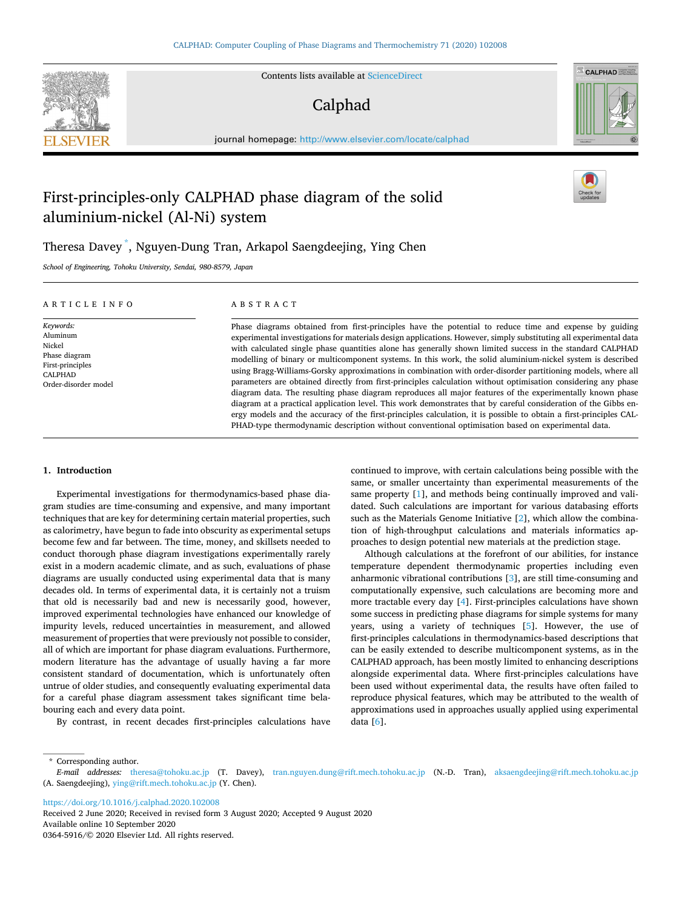# First-principles-only CALPHAD phase diagram of the solid aluminium-nickel (Al-Ni) system

Theresa Davey [*], Nguyen-Dung Tran, Arkapol Saengdeejing, Ying Chen

*School of Engineering, Tohoku University, Sendai, 980-8579, Japan*

## ARTICLE INFO

*Keywords:*
Aluminum
Nickel
Phase diagram
First-principles
CALPHAD
Order-disorder model

## ABSTRACT

Phase diagrams obtained from first-principles have the potential to reduce time and expense by guiding experimental investigations for materials design applications. However, simply substituting all experimental data with calculated single phase quantities alone has generally shown limited success in the standard CALPHAD modelling of binary or multicomponent systems. In this work, the solid aluminium-nickel system is described using Bragg-Williams-Gorsky approximations in combination with order-disorder partitioning models, where all parameters are obtained directly from first-principles calculation without optimisation considering any phase diagram data. The resulting phase diagram reproduces all major features of the experimentally known phase diagram at a practical application level. This work demonstrates that by careful consideration of the Gibbs energy models and the accuracy of the first-principles calculation, it is possible to obtain a first-principles CALPHAD-type thermodynamic description without conventional optimisation based on experimental data.

## 1. Introduction

Experimental investigations for thermodynamics-based phase diagram studies are time-consuming and expensive, and many important techniques that are key for determining certain material properties, such as calorimetry, have begun to fade into obscurity as experimental setups become few and far between. The time, money, and skillsets needed to conduct thorough phase diagram investigations experimentally rarely exist in a modern academic climate, and as such, evaluations of phase diagrams are usually conducted using experimental data that is many decades old. In terms of experimental data, it is certainly not a truism that old is necessarily bad and new is necessarily good, however, improved experimental technologies have enhanced our knowledge of impurity levels, reduced uncertainties in measurement, and allowed measurement of properties that were previously not possible to consider, all of which are important for phase diagram evaluations. Furthermore, modern literature has the advantage of usually having a far more consistent standard of documentation, which is unfortunately often untrue of older studies, and consequently evaluating experimental data for a careful phase diagram assessment takes significant time belabouring each and every data point.

By contrast, in recent decades first-principles calculations have continued to improve, with certain calculations being possible with the same, or smaller uncertainty than experimental measurements of the same property [1], and methods being continually improved and validated. Such calculations are important for various databasing efforts such as the Materials Genome Initiative [2], which allow the combination of high-throughput calculations and materials informatics approaches to design potential new materials at the prediction stage.

Although calculations at the forefront of our abilities, for instance temperature dependent thermodynamic properties including even anharmonic vibrational contributions [3], are still time-consuming and computationally expensive, such calculations are becoming more and more tractable every day [4]. First-principles calculations have shown some success in predicting phase diagrams for simple systems for many years, using a variety of techniques [5]. However, the use of first-principles calculations in thermodynamics-based descriptions that can be easily extended to describe multicomponent systems, as in the CALPHAD approach, has been mostly limited to enhancing descriptions alongside experimental data. Where first-principles calculations have been used without experimental data, the results have often failed to reproduce physical features, which may be attributed to the wealth of approximations used in approaches usually applied using experimental data [6].

---

* Corresponding author.
*E-mail addresses:* theresa@tohoku.ac.jp (T. Davey), tran.nguyen.dung@rift.mech.tohoku.ac.jp (N.-D. Tran), aksaengdeejing@rift.mech.tohoku.ac.jp (A. Saengdeejing), ying@rift.mech.tohoku.ac.jp (Y. Chen).

https://doi.org/10.1016/j.calphad.2020.102008
Received 2 June 2020; Received in revised form 3 August 2020; Accepted 9 August 2020
Available online 10 September 2020
0364-5916/© 2020 Elsevier Ltd. All rights reserved.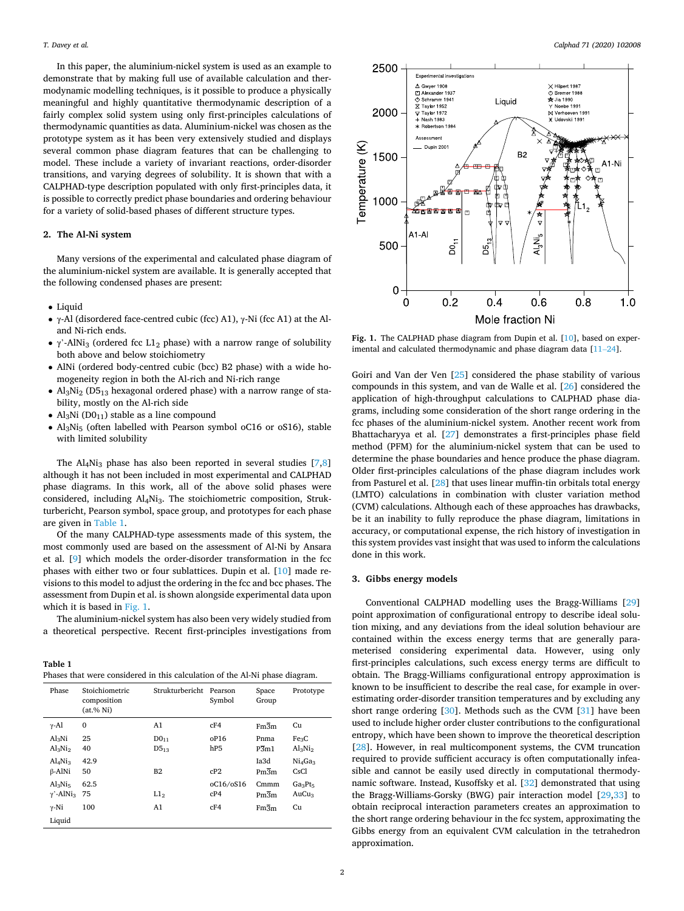In this paper, the aluminium-nickel system is used as an example to demonstrate that by making full use of available calculation and thermodynamic modelling techniques, is it possible to produce a physically meaningful and highly quantitative thermodynamic description of a fairly complex solid system using only first-principles calculations of thermodynamic quantities as data. Aluminium-nickel was chosen as the prototype system as it has been very extensively studied and displays several common phase diagram features that can be challenging to model. These include a variety of invariant reactions, order-disorder transitions, and varying degrees of solubility. It is shown that with a CALPHAD-type description populated with only first-principles data, it is possible to correctly predict phase boundaries and ordering behaviour for a variety of solid-based phases of different structure types.

## 2. The Al-Ni system

Many versions of the experimental and calculated phase diagram of the aluminium-nickel system are available. It is generally accepted that the following condensed phases are present:

- Liquid
- γ-Al (disordered face-centred cubic (fcc) A1), γ-Ni (fcc A1) at the Al- and Ni-rich ends.
- γ'-$AlNi_3$ (ordered fcc $L1_2$ phase) with a narrow range of solubility both above and below stoichiometry
- AlNi (ordered body-centred cubic (bcc) B2 phase) with a wide homogeneity region in both the Al-rich and Ni-rich range
- $Al_3Ni_2$ ($D5_{13}$ hexagonal ordered phase) with a narrow range of stability, mostly on the Al-rich side
- $Al_3Ni$ ($D0_{11}$) stable as a line compound
- $Al_3Ni_5$ (often labelled with Pearson symbol oC16 or oS16), stable with limited solubility

The $Al_4Ni_3$ phase has also been reported in several studies [7,8] although it has not been included in most experimental and CALPHAD phase diagrams. In this work, all of the above solid phases were considered, including $Al_4Ni_3$. The stoichiometric composition, Strukturbericht, Pearson symbol, space group, and prototypes for each phase are given in Table 1.

Of the many CALPHAD-type assessments made of this system, the most commonly used are based on the assessment of Al-Ni by Ansara et al. [9] which models the order-disorder transformation in the fcc phases with either two or four sublattices. Dupin et al. [10] made revisions to this model to adjust the ordering in the fcc and bcc phases. The assessment from Dupin et al. is shown alongside experimental data upon which it is based in Fig. 1.

The aluminium-nickel system has also been very widely studied from a theoretical perspective. Recent first-principles investigations from

**Table 1**
Phases that were considered in this calculation of the Al-Ni phase diagram.

| Phase | Stoichiometric composition (at.% Ni) | Strukturbericht | Pearson Symbol | Space Group | Prototype |
|---|---|---|---|---|---|
| γ-Al | 0 | A1 | cF4 | $Fm\bar{3}m$ | Cu |
| $Al_3Ni$ | 25 | $D0_{11}$ | oP16 | Pnma | $Fe_3C$ |
| $Al_3Ni_2$ | 40 | $D5_{13}$ | hP5 | $P\bar{3}m1$ | $Al_3Ni_2$ |
| $Al_4Ni_3$ | 42.9 | | | Ia3d | $Ni_4Ga_3$ |
| β-AlNi | 50 | B2 | cP2 | $Pm\bar{3}m$ | CsCl |
| $Al_3Ni_5$ | 62.5 | | oC16/oS16 | Cmmm | $Ga_3Pt_5$ |
| γ'-$AlNi_3$ | 75 | $L1_2$ | cP4 | $Pm\bar{3}m$ | $AuCu_3$ |
| γ-Ni | 100 | A1 | cF4 | $Fm\bar{3}m$ | Cu |
| Liquid | | | | | |

Fig. 1. The CALPHAD phase diagram from Dupin et al. [10], based on experimental and calculated thermodynamic and phase diagram data [11–24].

Goiri and Van der Ven [25] considered the phase stability of various compounds in this system, and van de Walle et al. [26] considered the application of high-throughput calculations to CALPHAD phase diagrams, including some consideration of the short range ordering in the fcc phases of the aluminium-nickel system. Another recent work from Bhattacharyya et al. [27] demonstrates a first-principles phase field method (PFM) for the aluminium-nickel system that can be used to determine the phase boundaries and hence produce the phase diagram. Older first-principles calculations of the phase diagram includes work from Pasturel et al. [28] that uses linear muffin-tin orbitals total energy (LMTO) calculations in combination with cluster variation method (CVM) calculations. Although each of these approaches has drawbacks, be it an inability to fully reproduce the phase diagram, limitations in accuracy, or computational expense, the rich history of investigation in this system provides vast insight that was used to inform the calculations done in this work.

## 3. Gibbs energy models

Conventional CALPHAD modelling uses the Bragg-Williams [29] point approximation of configurational entropy to describe ideal solution mixing, and any deviations from the ideal solution behaviour are contained within the excess energy terms that are generally parameterised considering experimental data. However, using only first-principles calculations, such excess energy terms are difficult to obtain. The Bragg-Williams configurational entropy approximation is known to be insufficient to describe the real case, for example in over-estimating order-disorder transition temperatures and by excluding any short range ordering [30]. Methods such as the CVM [31] have been used to include higher order cluster contributions to the configurational entropy, which have been shown to improve the theoretical description [28]. However, in real multicomponent systems, the CVM truncation required to provide sufficient accuracy is often computationally infeasible and cannot be easily used directly in computational thermodynamic software. Instead, Kusoffsky et al. [32] demonstrated that using the Bragg-Williams-Gorsky (BWG) pair interaction model [29,33] to obtain reciprocal interaction parameters creates an approximation to the short range ordering behaviour in the fcc system, approximating the Gibbs energy from an equivalent CVM calculation in the tetrahedron approximation.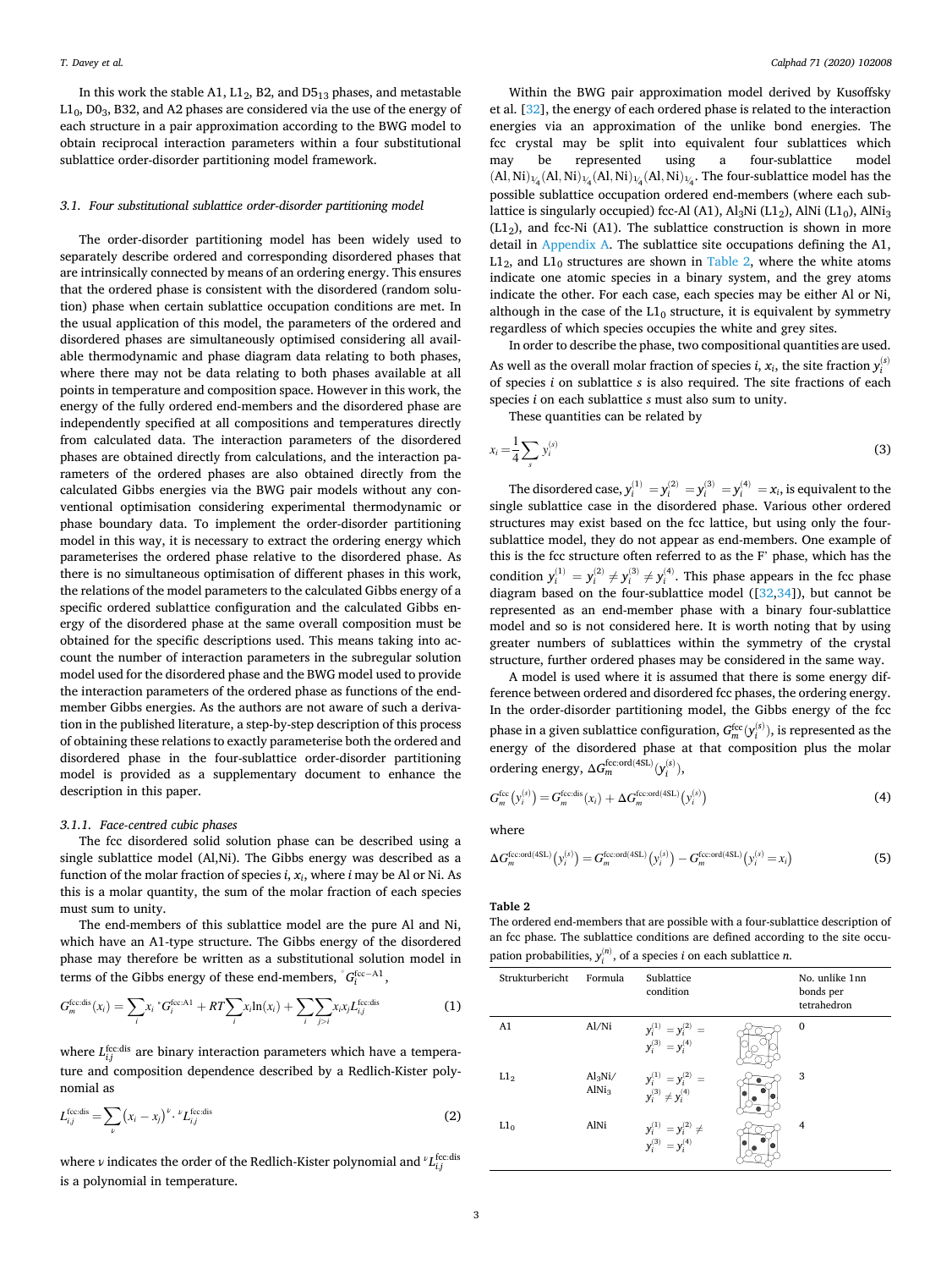In this work the stable A1, $L1_2$, B2, and $D5_{13}$ phases, and metastable $L1_0$, $D0_3$, B32, and A2 phases are considered via the use of the energy of each structure in a pair approximation according to the BWG model to obtain reciprocal interaction parameters within a four substitutional sublattice order-disorder partitioning model framework.

### 3.1. Four substitutional sublattice order-disorder partitioning model

The order-disorder partitioning model has been widely used to separately describe ordered and corresponding disordered phases that are intrinsically connected by means of an ordering energy. This ensures that the ordered phase is consistent with the disordered (random solution) phase when certain sublattice occupation conditions are met. In the usual application of this model, the parameters of the ordered and disordered phases are simultaneously optimised considering all available thermodynamic and phase diagram data relating to both phases, where there may not be data relating to both phases available at all points in temperature and composition space. However in this work, the energy of the fully ordered end-members and the disordered phase are independently specified at all compositions and temperatures directly from calculated data. The interaction parameters of the disordered phases are obtained directly from calculations, and the interaction parameters of the ordered phases are also obtained directly from the calculated Gibbs energies via the BWG pair models without any conventional optimisation considering experimental thermodynamic or phase boundary data. To implement the order-disorder partitioning model in this way, it is necessary to extract the ordering energy which parameterises the ordered phase relative to the disordered phase. As there is no simultaneous optimisation of different phases in this work, the relations of the model parameters to the calculated Gibbs energy of a specific ordered sublattice configuration and the calculated Gibbs energy of the disordered phase at the same overall composition must be obtained for the specific descriptions used. This means taking into account the number of interaction parameters in the subregular solution model used for the disordered phase and the BWG model used to provide the interaction parameters of the ordered phase as functions of the end-member Gibbs energies. As the authors are not aware of such a derivation in the published literature, a step-by-step description of this process of obtaining these relations to exactly parameterise both the ordered and disordered phase in the four-sublattice order-disorder partitioning model is provided as a supplementary document to enhance the description in this paper.

#### 3.1.1. Face-centred cubic phases

The fcc disordered solid solution phase can be described using a single sublattice model (Al,Ni). The Gibbs energy was described as a function of the molar fraction of species $i$, $x_i$, where $i$ may be Al or Ni. As this is a molar quantity, the sum of the molar fraction of each species must sum to unity.

The end-members of this sublattice model are the pure Al and Ni, which have an A1-type structure. The Gibbs energy of the disordered phase may therefore be written as a substitutional solution model in terms of the Gibbs energy of these end-members, ${}^{\circ}G_i^{\mathrm{fcc-A1}}$,

$$G_m^{\mathrm{fcc:dis}}(x_i) = \sum_i x_i \, {}^{\circ}G_i^{\mathrm{fcc:A1}} + RT\sum_i x_i \ln(x_i) + \sum_i \sum_{j>i} x_i x_j L_{i,j}^{\mathrm{fcc:dis}} \tag{1}$$

where $L_{i,j}^{\mathrm{fcc:dis}}$ are binary interaction parameters which have a temperature and composition dependence described by a Redlich-Kister polynomial as

$$L_{i,j}^{\mathrm{fcc:dis}} = \sum_{\nu} \left(x_i - x_j\right)^{\nu} \cdot {}^{\nu}L_{i,j}^{\mathrm{fcc:dis}} \tag{2}$$

where $\nu$ indicates the order of the Redlich-Kister polynomial and ${}^{\nu}L_{i,j}^{\mathrm{fcc:dis}}$ is a polynomial in temperature.

Within the BWG pair approximation model derived by Kusoffsky et al. [32], the energy of each ordered phase is related to the interaction energies via an approximation of the unlike bond energies. The fcc crystal may be split into equivalent four sublattices which may be represented using a four-sublattice model $(\mathrm{Al,Ni})_{1/4}(\mathrm{Al,Ni})_{1/4}(\mathrm{Al,Ni})_{1/4}(\mathrm{Al,Ni})_{1/4}$. The four-sublattice model has the possible sublattice occupation ordered end-members (where each sublattice is singularly occupied) fcc-Al (A1), $Al_3Ni$ ($L1_2$), AlNi ($L1_0$), $AlNi_3$ ($L1_2$), and fcc-Ni (A1). The sublattice construction is shown in more detail in Appendix A. The sublattice site occupations defining the A1, $L1_2$, and $L1_0$ structures are shown in Table 2, where the white atoms indicate one atomic species in a binary system, and the grey atoms indicate the other. For each case, each species may be either Al or Ni, although in the case of the $L1_0$ structure, it is equivalent by symmetry regardless of which species occupies the white and grey sites.

In order to describe the phase, two compositional quantities are used. As well as the overall molar fraction of species $i$, $x_i$, the site fraction $y_i^{(s)}$ of species $i$ on sublattice $s$ is also required. The site fractions of each species $i$ on each sublattice $s$ must also sum to unity.

These quantities can be related by

$$x_i = \frac{1}{4}\sum_s y_i^{(s)} \tag{3}$$

The disordered case, $y_i^{(1)} = y_i^{(2)} = y_i^{(3)} = y_i^{(4)} = x_i$, is equivalent to the single sublattice case in the disordered phase. Various other ordered structures may exist based on the fcc lattice, but using only the four-sublattice model, they do not appear as end-members. One example of this is the fcc structure often referred to as the F' phase, which has the condition $y_i^{(1)} = y_i^{(2)} \neq y_i^{(3)} \neq y_i^{(4)}$. This phase appears in the fcc phase diagram based on the four-sublattice model ([32,34]), but cannot be represented as an end-member phase with a binary four-sublattice model and so is not considered here. It is worth noting that by using greater numbers of sublattices within the symmetry of the crystal structure, further ordered phases may be considered in the same way.

A model is used where it is assumed that there is some energy difference between ordered and disordered fcc phases, the ordering energy. In the order-disorder partitioning model, the Gibbs energy of the fcc phase in a given sublattice configuration, $G_m^{\mathrm{fcc}}(y_i^{(s)})$, is represented as the energy of the disordered phase at that composition plus the molar ordering energy, $\Delta G_m^{\mathrm{fcc:ord(4SL)}}(y_i^{(s)})$,

$$G_m^{\mathrm{fcc}}\left(y_i^{(s)}\right) = G_m^{\mathrm{fcc:dis}}(x_i) + \Delta G_m^{\mathrm{fcc:ord(4SL)}}\left(y_i^{(s)}\right) \tag{4}$$

where

$$\Delta G_m^{\mathrm{fcc:ord(4SL)}}\left(y_i^{(s)}\right) = G_m^{\mathrm{fcc:ord(4SL)}}\left(y_i^{(s)}\right) - G_m^{\mathrm{fcc:ord(4SL)}}\left(y_i^{(s)} = x_i\right) \tag{5}$$

**Table 2**
The ordered end-members that are possible with a four-sublattice description of an fcc phase. The sublattice conditions are defined according to the site occupation probabilities, $y_i^{(n)}$, of a species $i$ on each sublattice $n$.

| Strukturbericht | Formula | Sublattice condition | No. unlike 1nn bonds per tetrahedron |
|---|---|---|---|
| A1 | Al/Ni | $y_i^{(1)} = y_i^{(2)} = y_i^{(3)} = y_i^{(4)}$ | 0 |
| $L1_2$ | $Al_3Ni$/ $AlNi_3$ | $y_i^{(1)} = y_i^{(2)} = y_i^{(3)} \neq y_i^{(4)}$ | 3 |
| $L1_0$ | AlNi | $y_i^{(1)} = y_i^{(2)} \neq y_i^{(3)} = y_i^{(4)}$ | 4 |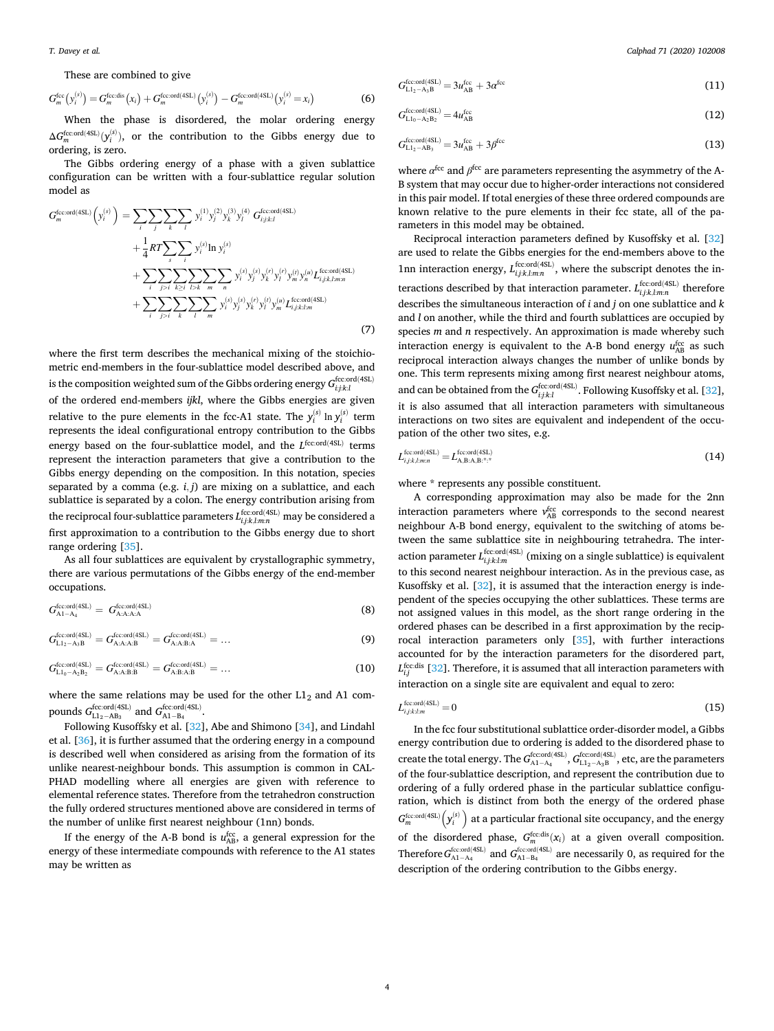These are combined to give

$$G_m^{\mathrm{fcc}}\left(y_i^{(s)}\right) = G_m^{\mathrm{fcc:dis}}(x_i) + G_m^{\mathrm{fcc:ord(4SL)}}\left(y_i^{(s)}\right) - G_m^{\mathrm{fcc:ord(4SL)}}\left(y_i^{(s)} = x_i\right) \tag{6}$$

When the phase is disordered, the molar ordering energy $\Delta G_m^{\mathrm{fcc:ord(4SL)}}(y_i^{(s)})$, or the contribution to the Gibbs energy due to ordering, is zero.

The Gibbs ordering energy of a phase with a given sublattice configuration can be written with a four-sublattice regular solution model as

$$\begin{aligned}
G_m^{\mathrm{fcc:ord(4SL)}}\left(y_i^{(s)}\right) = &\sum_i\sum_j\sum_k\sum_l y_i^{(1)}y_j^{(2)}y_k^{(3)}y_l^{(4)}\,G_{i:j:k:l}^{\mathrm{fcc:ord(4SL)}} \\
&+ \frac{1}{4}RT\sum_s\sum_i y_i^{(s)}\ln y_i^{(s)} \\
&+ \sum_i\sum_{j>i}\sum_{k\geq i}\sum_{l>k}\sum_m\sum_n y_i^{(s)}y_j^{(s)}y_k^{(r)}y_l^{(r)}y_m^{(t)}y_n^{(u)}L_{i,j:k,l:m:n}^{\mathrm{fcc:ord(4SL)}} \\
&+ \sum_i\sum_{j>i}\sum_k\sum_l\sum_m y_i^{(s)}y_j^{(s)}y_k^{(r)}y_l^{(t)}y_m^{(u)}L_{i,j:k:l:m}^{\mathrm{fcc:ord(4SL)}}
\end{aligned} \tag{7}$$

where the first term describes the mechanical mixing of the stoichiometric end-members in the four-sublattice model described above, and is the composition weighted sum of the Gibbs ordering energy $G_{i:j:k:l}^{\mathrm{fcc:ord(4SL)}}$ of the ordered end-members *ijkl*, where the Gibbs energies are given relative to the pure elements in the fcc-A1 state. The $y_i^{(s)}\ln y_i^{(s)}$ term represents the ideal configurational entropy contribution to the Gibbs energy based on the four-sublattice model, and the $L^{\mathrm{fcc:ord(4SL)}}$ terms represent the interaction parameters that give a contribution to the Gibbs energy depending on the composition. In this notation, species separated by a comma (e.g. $i,j$) are mixing on a sublattice, and each sublattice is separated by a colon. The energy contribution arising from the reciprocal four-sublattice parameters $L_{i,j:k,l:m:n}^{\mathrm{fcc:ord(4SL)}}$ may be considered a first approximation to a contribution to the Gibbs energy due to short range ordering [35].

As all four sublattices are equivalent by crystallographic symmetry, there are various permutations of the Gibbs energy of the end-member occupations.

$$G_{\mathrm{A1-A_4}}^{\mathrm{fcc:ord(4SL)}} = G_{\mathrm{A:A:A:A}}^{\mathrm{fcc:ord(4SL)}} \tag{8}$$

$$G_{\mathrm{L1_2-A_3B}}^{\mathrm{fcc:ord(4SL)}} = G_{\mathrm{A:A:A:B}}^{\mathrm{fcc:ord(4SL)}} = G_{\mathrm{A:A:B:A}}^{\mathrm{fcc:ord(4SL)}} = \ldots \tag{9}$$

$$G_{\mathrm{L1_0-A_2B_2}}^{\mathrm{fcc:ord(4SL)}} = G_{\mathrm{A:A:B:B}}^{\mathrm{fcc:ord(4SL)}} = G_{\mathrm{A:B:A:B}}^{\mathrm{fcc:ord(4SL)}} = \ldots \tag{10}$$

where the same relations may be used for the other $\mathrm{L1_2}$ and A1 compounds $G_{\mathrm{L1_2-AB_3}}^{\mathrm{fcc:ord(4SL)}}$ and $G_{\mathrm{A1-B_4}}^{\mathrm{fcc:ord(4SL)}}$.

Following Kusoffsky et al. [32], Abe and Shimono [34], and Lindahl et al. [36], it is further assumed that the ordering energy in a compound is described well when considered as arising from the formation of its unlike nearest-neighbour bonds. This assumption is common in CALPHAD modelling where all energies are given with reference to elemental reference states. Therefore from the tetrahedron construction the fully ordered structures mentioned above are considered in terms of the number of unlike first nearest neighbour (1nn) bonds.

If the energy of the A-B bond is $u_{\mathrm{AB}}^{\mathrm{fcc}}$, a general expression for the energy of these intermediate compounds with reference to the A1 states may be written as

$$G_{\mathrm{L1_2-A_3B}}^{\mathrm{fcc:ord(4SL)}} = 3u_{\mathrm{AB}}^{\mathrm{fcc}} + 3\alpha^{\mathrm{fcc}} \tag{11}$$

$$G_{\mathrm{L1_0-A_2B_2}}^{\mathrm{fcc:ord(4SL)}} = 4u_{\mathrm{AB}}^{\mathrm{fcc}} \tag{12}$$

$$G_{\mathrm{L1_2-AB_3}}^{\mathrm{fcc:ord(4SL)}} = 3u_{\mathrm{AB}}^{\mathrm{fcc}} + 3\beta^{\mathrm{fcc}} \tag{13}$$

where $\alpha^{\mathrm{fcc}}$ and $\beta^{\mathrm{fcc}}$ are parameters representing the asymmetry of the A-B system that may occur due to higher-order interactions not considered in this pair model. If total energies of these three ordered compounds are known relative to the pure elements in their fcc state, all of the parameters in this model may be obtained.

Reciprocal interaction parameters defined by Kusoffsky et al. [32] are used to relate the Gibbs energies for the end-members above to the 1nn interaction energy, $L_{i,j:k,l:m:n}^{\mathrm{fcc:ord(4SL)}}$, where the subscript denotes the interactions described by that interaction parameter. $L_{i,j:k,l:m:n}^{\mathrm{fcc:ord(4SL)}}$ therefore describes the simultaneous interaction of $i$ and $j$ on one sublattice and $k$ and $l$ on another, while the third and fourth sublattices are occupied by species $m$ and $n$ respectively. An approximation is made whereby such interaction energy is equivalent to the A-B bond energy $u_{\mathrm{AB}}^{\mathrm{fcc}}$ as such reciprocal interaction always changes the number of unlike bonds by one. This term represents mixing among first nearest neighbour atoms, and can be obtained from the $G_{i:j:k:l}^{\mathrm{fcc:ord(4SL)}}$. Following Kusoffsky et al. [32], it is also assumed that all interaction parameters with simultaneous interactions on two sites are equivalent and independent of the occupation of the other two sites, e.g.

$$L_{i,j:k,l:m:n}^{\mathrm{fcc:ord(4SL)}} = L_{\mathrm{A,B:A,B:*:*}}^{\mathrm{fcc:ord(4SL)}} \tag{14}$$

where * represents any possible constituent.

A corresponding approximation may also be made for the 2nn interaction parameters where $v_{\mathrm{AB}}^{\mathrm{fcc}}$ corresponds to the second nearest neighbour A-B bond energy, equivalent to the switching of atoms between the same sublattice site in neighbouring tetrahedra. The interaction parameter $L_{i,j:k:l:m}^{\mathrm{fcc:ord(4SL)}}$ (mixing on a single sublattice) is equivalent to this second nearest neighbour interaction. As in the previous case, as Kusoffsky et al. [32], it is assumed that the interaction energy is independent of the species occupying the other sublattices. These terms are not assigned values in this model, as the short range ordering in the ordered phases can be described in a first approximation by the reciprocal interaction parameters only [35], with further interactions accounted for by the interaction parameters for the disordered part, $L_{i,j}^{\mathrm{fcc:dis}}$ [32]. Therefore, it is assumed that all interaction parameters with interaction on a single site are equivalent and equal to zero:

$$L_{i,j:k:l:m}^{\mathrm{fcc:ord(4SL)}} = 0 \tag{15}$$

In the fcc four substitutional sublattice order-disorder model, a Gibbs energy contribution due to ordering is added to the disordered phase to create the total energy. The $G_{\mathrm{A1-A_4}}^{\mathrm{fcc:ord(4SL)}}$, $G_{\mathrm{L1_2-A_3B}}^{\mathrm{fcc:ord(4SL)}}$, etc, are the parameters of the four-sublattice description, and represent the contribution due to ordering of a fully ordered phase in the particular sublattice configuration, which is distinct from both the energy of the ordered phase $G_m^{\mathrm{fcc:ord(4SL)}}\left(y_i^{(s)}\right)$ at a particular fractional site occupancy, and the energy of the disordered phase, $G_m^{\mathrm{fcc:dis}}(x_i)$ at a given overall composition. Therefore $G_{\mathrm{A1-A_4}}^{\mathrm{fcc:ord(4SL)}}$ and $G_{\mathrm{A1-B_4}}^{\mathrm{fcc:ord(4SL)}}$ are necessarily 0, as required for the description of the ordering contribution to the Gibbs energy.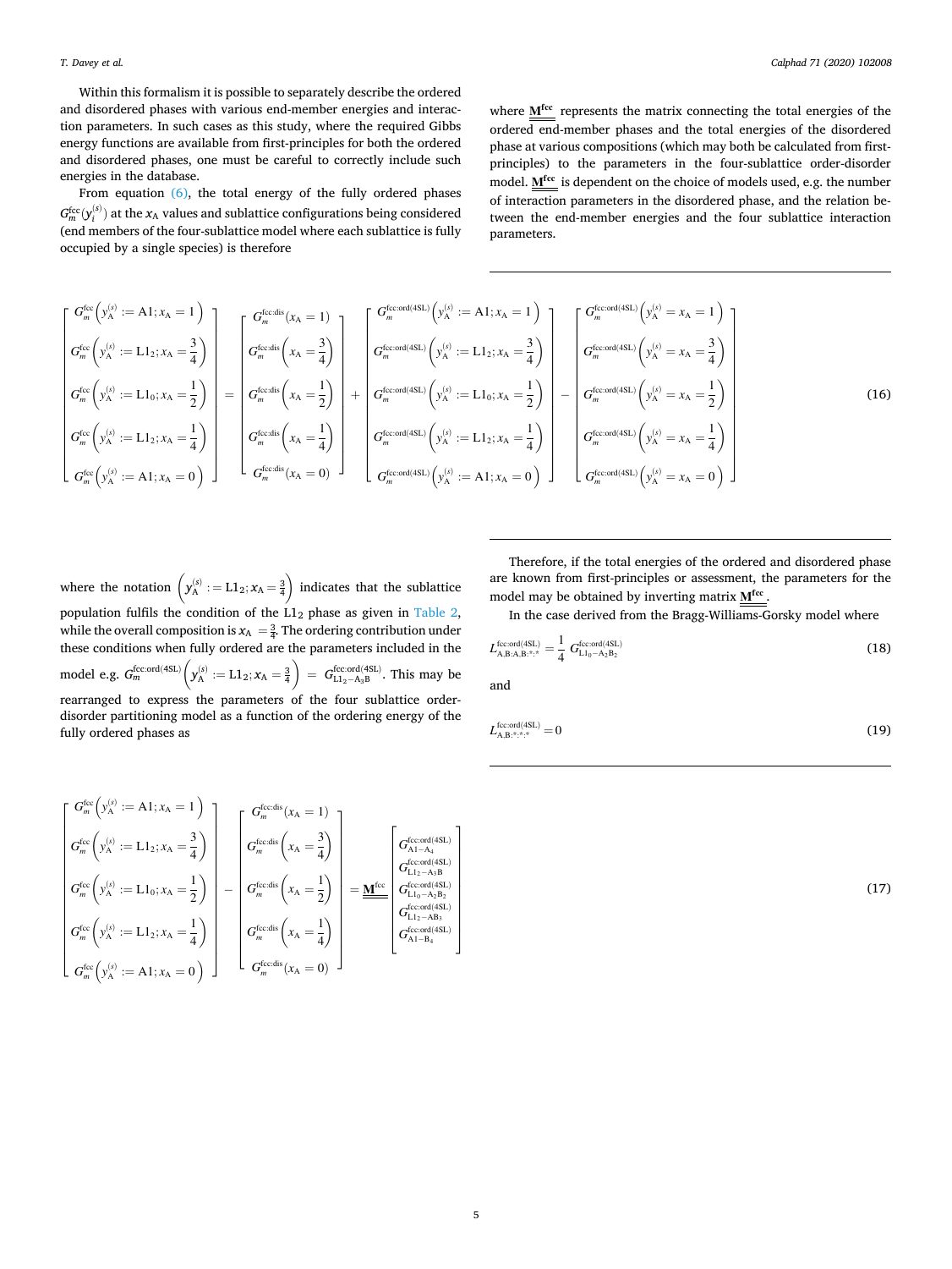Within this formalism it is possible to separately describe the ordered and disordered phases with various end-member energies and interaction parameters. In such cases as this study, where the required Gibbs energy functions are available from first-principles for both the ordered and disordered phases, one must be careful to correctly include such energies in the database.

From equation (6), the total energy of the fully ordered phases $G_m^{\text{fcc}}(y_i^{(s)})$ at the $x_\text{A}$ values and sublattice configurations being considered (end members of the four-sublattice model where each sublattice is fully occupied by a single species) is therefore

$$
\begin{bmatrix}
G_m^{\text{fcc}}\left(y_\text{A}^{(s)} := \text{A1}; x_\text{A} = 1\right) \\
G_m^{\text{fcc}}\left(y_\text{A}^{(s)} := \text{L1}_2; x_\text{A} = \frac{3}{4}\right) \\
G_m^{\text{fcc}}\left(y_\text{A}^{(s)} := \text{L1}_0; x_\text{A} = \frac{1}{2}\right) \\
G_m^{\text{fcc}}\left(y_\text{A}^{(s)} := \text{L1}_2; x_\text{A} = \frac{1}{4}\right) \\
G_m^{\text{fcc}}\left(y_\text{A}^{(s)} := \text{A1}; x_\text{A} = 0\right)
\end{bmatrix}
=
\begin{bmatrix}
G_m^{\text{fcc:dis}}(x_\text{A} = 1) \\
G_m^{\text{fcc:dis}}\left(x_\text{A} = \frac{3}{4}\right) \\
G_m^{\text{fcc:dis}}\left(x_\text{A} = \frac{1}{2}\right) \\
G_m^{\text{fcc:dis}}\left(x_\text{A} = \frac{1}{4}\right) \\
G_m^{\text{fcc:dis}}(x_\text{A} = 0)
\end{bmatrix}
+
\begin{bmatrix}
G_m^{\text{fcc:ord(4SL)}}\left(y_\text{A}^{(s)} := \text{A1}; x_\text{A} = 1\right) \\
G_m^{\text{fcc:ord(4SL)}}\left(y_\text{A}^{(s)} := \text{L1}_2; x_\text{A} = \frac{3}{4}\right) \\
G_m^{\text{fcc:ord(4SL)}}\left(y_\text{A}^{(s)} := \text{L1}_0; x_\text{A} = \frac{1}{2}\right) \\
G_m^{\text{fcc:ord(4SL)}}\left(y_\text{A}^{(s)} := \text{L1}_2; x_\text{A} = \frac{1}{4}\right) \\
G_m^{\text{fcc:ord(4SL)}}\left(y_\text{A}^{(s)} := \text{A1}; x_\text{A} = 0\right)
\end{bmatrix}
-
\begin{bmatrix}
G_m^{\text{fcc:ord(4SL)}}\left(y_\text{A}^{(s)} = x_\text{A} = 1\right) \\
G_m^{\text{fcc:ord(4SL)}}\left(y_\text{A}^{(s)} = x_\text{A} = \frac{3}{4}\right) \\
G_m^{\text{fcc:ord(4SL)}}\left(y_\text{A}^{(s)} = x_\text{A} = \frac{1}{2}\right) \\
G_m^{\text{fcc:ord(4SL)}}\left(y_\text{A}^{(s)} = x_\text{A} = \frac{1}{4}\right) \\
G_m^{\text{fcc:ord(4SL)}}\left(y_\text{A}^{(s)} = x_\text{A} = 0\right)
\end{bmatrix}
\tag{16}
$$

where the notation $\left(y_\text{A}^{(s)} := \text{L1}_2; x_\text{A} = \frac{3}{4}\right)$ indicates that the sublattice population fulfils the condition of the $\text{L1}_2$ phase as given in Table 2, while the overall composition is $x_\text{A} = \frac{3}{4}$. The ordering contribution under these conditions when fully ordered are the parameters included in the model e.g. $G_m^{\text{fcc:ord(4SL)}}\left(y_\text{A}^{(s)} := \text{L1}_2; x_\text{A} = \frac{3}{4}\right) = G_{\text{L1}_2-\text{A}_3\text{B}}^{\text{fcc:ord(4SL)}}$. This may be rearranged to express the parameters of the four sublattice order-disorder partitioning model as a function of the ordering energy of the fully ordered phases as

$$
\begin{bmatrix}
G_m^{\text{fcc}}\left(y_\text{A}^{(s)} := \text{A1}; x_\text{A} = 1\right) \\
G_m^{\text{fcc}}\left(y_\text{A}^{(s)} := \text{L1}_2; x_\text{A} = \frac{3}{4}\right) \\
G_m^{\text{fcc}}\left(y_\text{A}^{(s)} := \text{L1}_0; x_\text{A} = \frac{1}{2}\right) \\
G_m^{\text{fcc}}\left(y_\text{A}^{(s)} := \text{L1}_2; x_\text{A} = \frac{1}{4}\right) \\
G_m^{\text{fcc}}\left(y_\text{A}^{(s)} := \text{A1}; x_\text{A} = 0\right)
\end{bmatrix}
-
\begin{bmatrix}
G_m^{\text{fcc:dis}}(x_\text{A} = 1) \\
G_m^{\text{fcc:dis}}\left(x_\text{A} = \frac{3}{4}\right) \\
G_m^{\text{fcc:dis}}\left(x_\text{A} = \frac{1}{2}\right) \\
G_m^{\text{fcc:dis}}\left(x_\text{A} = \frac{1}{4}\right) \\
G_m^{\text{fcc:dis}}(x_\text{A} = 0)
\end{bmatrix}
= \underline{\underline{\mathbf{M}^{\text{fcc}}}}
\begin{bmatrix}
G_{\text{A1}-\text{A}_4}^{\text{fcc:ord(4SL)}} \\
G_{\text{L1}_2-\text{A}_3\text{B}}^{\text{fcc:ord(4SL)}} \\
G_{\text{L1}_0-\text{A}_2\text{B}_2}^{\text{fcc:ord(4SL)}} \\
G_{\text{L1}_2-\text{AB}_3}^{\text{fcc:ord(4SL)}} \\
G_{\text{A1}-\text{B}_4}^{\text{fcc:ord(4SL)}}
\end{bmatrix}
\tag{17}
$$

where $\underline{\underline{\mathbf{M}^{\text{fcc}}}}$ represents the matrix connecting the total energies of the ordered end-member phases and the total energies of the disordered phase at various compositions (which may both be calculated from first-principles) to the parameters in the four-sublattice order-disorder model. $\underline{\underline{\mathbf{M}^{\text{fcc}}}}$ is dependent on the choice of models used, e.g. the number of interaction parameters in the disordered phase, and the relation between the end-member energies and the four sublattice interaction parameters.

Therefore, if the total energies of the ordered and disordered phase are known from first-principles or assessment, the parameters for the model may be obtained by inverting matrix $\underline{\underline{\mathbf{M}^{\text{fcc}}}}$.

In the case derived from the Bragg-Williams-Gorsky model where

$$
L_{\text{A,B:A,B:*:*}}^{\text{fcc:ord(4SL)}} = \frac{1}{4}\, G_{\text{L1}_0-\text{A}_2\text{B}_2}^{\text{fcc:ord(4SL)}}
\tag{18}
$$

and

$$
L_{\text{A,B:*:*:*}}^{\text{fcc:ord(4SL)}} = 0
\tag{19}
$$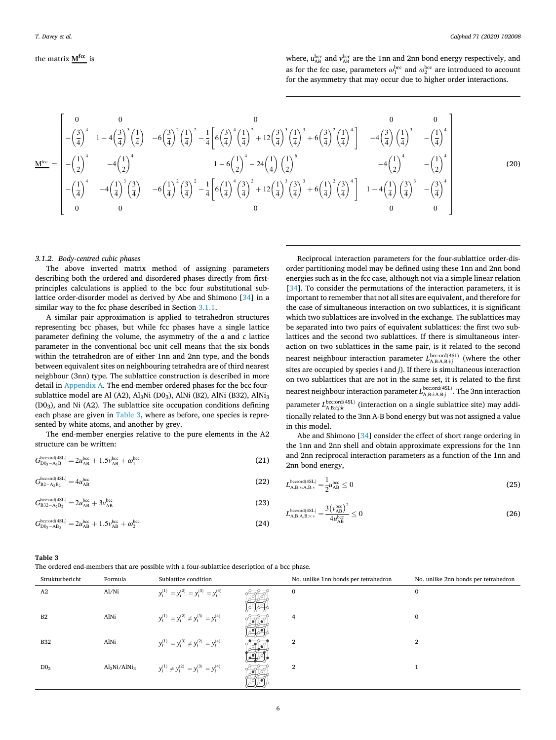the matrix $\underline{\underline{\mathbf{M}^{\mathbf{fcc}}}}$ is

$$\underline{\underline{\mathbf{M}^{\mathrm{fcc}}}} = \begin{bmatrix} 0 & 0 & 0 & 0 & 0 \\ -\left(\frac{3}{4}\right)^4 & 1-4\left(\frac{3}{4}\right)^3\left(\frac{1}{4}\right) & -6\left(\frac{3}{4}\right)^2\left(\frac{1}{4}\right)^2 - \frac{1}{4}\left[6\left(\frac{3}{4}\right)^4\left(\frac{1}{4}\right)^2 + 12\left(\frac{3}{4}\right)^3\left(\frac{1}{4}\right)^3 + 6\left(\frac{3}{4}\right)^2\left(\frac{1}{4}\right)^4\right] & -4\left(\frac{3}{4}\right)\left(\frac{1}{4}\right)^3 & -\left(\frac{1}{4}\right)^4 \\ -\left(\frac{1}{2}\right)^4 & -4\left(\frac{1}{2}\right)^4 & 1-6\left(\frac{1}{2}\right)^4 - 24\left(\frac{1}{4}\right)\left(\frac{1}{2}\right)^6 & -4\left(\frac{1}{2}\right)^4 & -\left(\frac{1}{2}\right)^4 \\ -\left(\frac{1}{4}\right)^4 & -4\left(\frac{1}{4}\right)^3\left(\frac{3}{4}\right) & -6\left(\frac{1}{4}\right)^2\left(\frac{3}{4}\right)^2 - \frac{1}{4}\left[6\left(\frac{1}{4}\right)^4\left(\frac{3}{4}\right)^2 + 12\left(\frac{1}{4}\right)^3\left(\frac{3}{4}\right)^3 + 6\left(\frac{1}{4}\right)^2\left(\frac{3}{4}\right)^4\right] & 1-4\left(\frac{1}{4}\right)\left(\frac{3}{4}\right)^3 & -\left(\frac{3}{4}\right)^4 \\ 0 & 0 & 0 & 0 & 0 \end{bmatrix} \quad (20)$$

#### 3.1.2. Body-centred cubic phases

The above inverted matrix method of assigning parameters describing both the ordered and disordered phases directly from first-principles calculations is applied to the bcc four substitutional sublattice order-disorder model as derived by Abe and Shimono [34] in a similar way to the fcc phase described in Section 3.1.1.

A similar pair approximation is applied to tetrahedron structures representing bcc phases, but while fcc phases have a single lattice parameter defining the volume, the asymmetry of the *a* and *c* lattice parameter in the conventional bcc unit cell means that the six bonds within the tetrahedron are of either 1nn and 2nn type, and the bonds between equivalent sites on neighbouring tetrahedra are of third nearest neighbour (3nn) type. The sublattice construction is described in more detail in Appendix A. The end-member ordered phases for the bcc four-sublattice model are Al (A2), $Al_3Ni$ ($D0_3$), AlNi (B2), AlNi (B32), $AlNi_3$ ($D0_3$), and Ni (A2). The sublattice site occupation conditions defining each phase are given in Table 3, where as before, one species is represented by white atoms, and another by grey.

The end-member energies relative to the pure elements in the A2 structure can be written:

$$G^{\mathrm{bcc:ord(4SL)}}_{\mathrm{D0_3-A_3B}} = 2u^{\mathrm{bcc}}_{\mathrm{AB}} + 1.5v^{\mathrm{bcc}}_{\mathrm{AB}} + \omega^{\mathrm{bcc}}_1 \quad (21)$$

$$G^{\mathrm{bcc:ord(4SL)}}_{\mathrm{B2-A_2B_2}} = 4u^{\mathrm{bcc}}_{\mathrm{AB}} \quad (22)$$

$$G^{\mathrm{bcc:ord(4SL)}}_{\mathrm{B32-A_2B_2}} = 2u^{\mathrm{bcc}}_{\mathrm{AB}} + 3v^{\mathrm{bcc}}_{\mathrm{AB}} \quad (23)$$

$$G^{\mathrm{bcc:ord(4SL)}}_{\mathrm{D0_3-AB_3}} = 2u^{\mathrm{bcc}}_{\mathrm{AB}} + 1.5v^{\mathrm{bcc}}_{\mathrm{AB}} + \omega^{\mathrm{bcc}}_2 \quad (24)$$

where, $u^{\mathrm{bcc}}_{\mathrm{AB}}$ and $v^{\mathrm{bcc}}_{\mathrm{AB}}$ are the 1nn and 2nn bond energy respectively, and as for the fcc case, parameters $\omega^{\mathrm{bcc}}_1$ and $\omega^{\mathrm{bcc}}_2$ are introduced to account for the asymmetry that may occur due to higher order interactions.

Reciprocal interaction parameters for the four-sublattice order-disorder partitioning model may be defined using these 1nn and 2nn bond energies such as in the fcc case, although not via a simple linear relation [34]. To consider the permutations of the interaction parameters, it is important to remember that not all sites are equivalent, and therefore for the case of simultaneous interaction on two sublattices, it is significant which two sublattices are involved in the exchange. The sublattices may be separated into two pairs of equivalent sublattices: the first two sublattices and the second two sublattices. If there is simultaneous interaction on two sublattices in the same pair, is it related to the second nearest neighbour interaction parameter $L^{\mathrm{bcc:ord(4SL)}}_{\mathrm{A,B:A,B:}i:j}$ (where the other sites are occupied by species *i* and *j*). If there is simultaneous interaction on two sublattices that are not in the same set, it is related to the first nearest neighbour interaction parameter $L^{\mathrm{bcc:ord(4SL)}}_{\mathrm{A,B:}i\mathrm{:A,B:}j}$. The 3nn interaction parameter $L^{\mathrm{bcc:ord(4SL)}}_{\mathrm{A,B:}i:j:k}$ (interaction on a single sublattice site) may additionally related to the 3nn A-B bond energy but was not assigned a value in this model.

Abe and Shimono [34] consider the effect of short range ordering in the 1nn and 2nn shell and obtain approximate expressions for the 1nn and 2nn reciprocal interaction parameters as a function of the 1nn and 2nn bond energy,

$$L^{\mathrm{bcc:ord(4SL)}}_{\mathrm{A,B:*:A,B:*}} = \frac{1}{2}u^{\mathrm{bcc}}_{\mathrm{AB}} \leq 0 \quad (25)$$

$$L^{\mathrm{bcc:ord(4SL)}}_{\mathrm{A,B:A,B:*:*}} = \frac{3\left(v^{\mathrm{bcc}}_{\mathrm{AB}}\right)^2}{4u^{\mathrm{bcc}}_{\mathrm{AB}}} \leq 0 \quad (26)$$

**Table 3**
The ordered end-members that are possible with a four-sublattice description of a bcc phase.

| Strukturbericht | Formula | Sublattice condition | No. unlike 1nn bonds per tetrahedron | No. unlike 2nn bonds per tetrahedron |
|---|---|---|---|---|
| A2 | Al/Ni | $y_i^{(1)} = y_i^{(2)} = y_i^{(3)} = y_i^{(4)}$ | 0 | 0 |
| B2 | AlNi | $y_i^{(1)} = y_i^{(2)} \neq y_i^{(3)} = y_i^{(4)}$ | 4 | 0 |
| B32 | AlNi | $y_i^{(1)} = y_i^{(3)} \neq y_i^{(2)} = y_i^{(4)}$ | 2 | 2 |
| $D0_3$ | $Al_3Ni/AlNi_3$ | $y_i^{(1)} \neq y_i^{(2)} = y_i^{(3)} = y_i^{(4)}$ | 2 | 1 |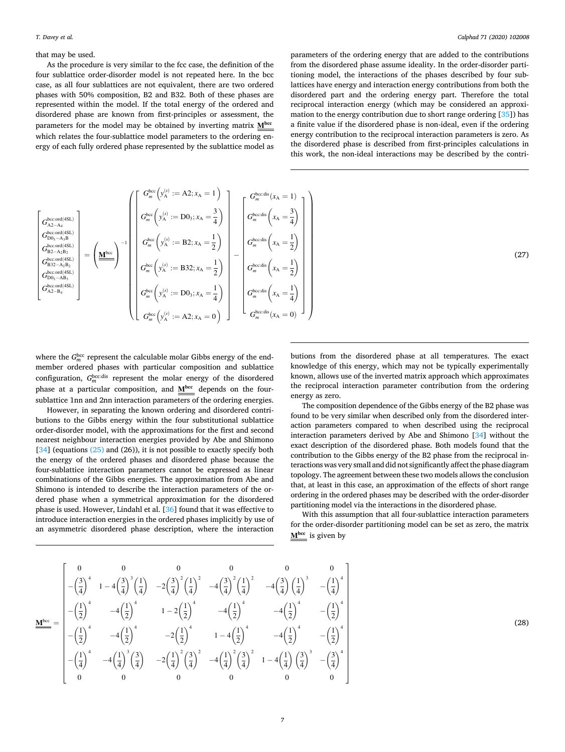that may be used.

As the procedure is very similar to the fcc case, the definition of the four sublattice order-disorder model is not repeated here. In the bcc case, as all four sublattices are not equivalent, there are two ordered phases with 50% composition, B2 and B32. Both of these phases are represented within the model. If the total energy of the ordered and disordered phase are known from first-principles or assessment, the parameters for the model may be obtained by inverting matrix $\underline{\underline{\mathbf{M}^{\mathbf{bcc}}}}$ which relates the four-sublattice model parameters to the ordering energy of each fully ordered phase represented by the sublattice model as parameters of the ordering energy that are added to the contributions from the disordered phase assume ideality. In the order-disorder partitioning model, the interactions of the phases described by four sublattices have energy and interaction energy contributions from both the disordered part and the ordering energy part. Therefore the total reciprocal interaction energy (which may be considered an approximation to the energy contribution due to short range ordering [35]) has a finite value if the disordered phase is non-ideal, even if the ordering energy contribution to the reciprocal interaction parameters is zero. As the disordered phase is described from first-principles calculations in this work, the non-ideal interactions may be described by the contributions from the disordered phase at all temperatures. The exact knowledge of this energy, which may not be typically experimentally known, allows use of the inverted matrix approach which approximates the reciprocal interaction parameter contribution from the ordering energy as zero.

$$
\begin{bmatrix} G^{\mathrm{bcc:ord(4SL)}}_{\mathrm{A2-A_4}} \\ G^{\mathrm{bcc:ord(4SL)}}_{\mathrm{D0_3-A_3B}} \\ G^{\mathrm{bcc:ord(4SL)}}_{\mathrm{B2-A_2B_2}} \\ G^{\mathrm{bcc:ord(4SL)}}_{\mathrm{B32-A_2B_2}} \\ G^{\mathrm{bcc:ord(4SL)}}_{\mathrm{D0_3-AB_3}} \\ G^{\mathrm{bcc:ord(4SL)}}_{\mathrm{A2-B_4}} \end{bmatrix} = \left(\underline{\underline{\mathbf{M}^{\mathrm{bcc}}}}\right)^{-1} \left( \begin{bmatrix} G^{\mathrm{bcc}}_m\left(y^{(s)}_{\mathrm{A}} := \mathrm{A2}; x_{\mathrm{A}} = 1\right) \\ G^{\mathrm{bcc}}_m\left(y^{(s)}_{\mathrm{A}} := \mathrm{D0_3}; x_{\mathrm{A}} = \frac{3}{4}\right) \\ G^{\mathrm{bcc}}_m\left(y^{(s)}_{\mathrm{A}} := \mathrm{B2}; x_{\mathrm{A}} = \frac{1}{2}\right) \\ G^{\mathrm{bcc}}_m\left(y^{(s)}_{\mathrm{A}} := \mathrm{B32}; x_{\mathrm{A}} = \frac{1}{2}\right) \\ G^{\mathrm{bcc}}_m\left(y^{(s)}_{\mathrm{A}} := \mathrm{D0_3}; x_{\mathrm{A}} = \frac{1}{4}\right) \\ G^{\mathrm{bcc}}_m\left(y^{(s)}_{\mathrm{A}} := \mathrm{A2}; x_{\mathrm{A}} = 0\right) \end{bmatrix} - \begin{bmatrix} G^{\mathrm{bcc:dis}}_m(x_{\mathrm{A}} = 1) \\ G^{\mathrm{bcc:dis}}_m\left(x_{\mathrm{A}} = \frac{3}{4}\right) \\ G^{\mathrm{bcc:dis}}_m\left(x_{\mathrm{A}} = \frac{1}{2}\right) \\ G^{\mathrm{bcc:dis}}_m\left(x_{\mathrm{A}} = \frac{1}{2}\right) \\ G^{\mathrm{bcc:dis}}_m\left(x_{\mathrm{A}} = \frac{1}{4}\right) \\ G^{\mathrm{bcc:dis}}_m(x_{\mathrm{A}} = 0) \end{bmatrix} \right) \tag{27}
$$

where the $G^{\mathrm{bcc}}_m$ represent the calculable molar Gibbs energy of the end-member ordered phases with particular composition and sublattice configuration, $G^{\mathrm{bcc:dis}}_m$ represent the molar energy of the disordered phase at a particular composition, and $\underline{\underline{\mathbf{M}^{\mathbf{bcc}}}}$ depends on the four-sublattice 1nn and 2nn interaction parameters of the ordering energies.

However, in separating the known ordering and disordered contributions to the Gibbs energy within the four substitutional sublattice order-disorder model, with the approximations for the first and second nearest neighbour interaction energies provided by Abe and Shimono [34] (equations (25) and (26)), it is not possible to exactly specify both the energy of the ordered phases and disordered phase because the four-sublattice interaction parameters cannot be expressed as linear combinations of the Gibbs energies. The approximation from Abe and Shimono is intended to describe the interaction parameters of the ordered phase when a symmetrical approximation for the disordered phase is used. However, Lindahl et al. [36] found that it was effective to introduce interaction energies in the ordered phases implicitly by use of an asymmetric disordered phase description, where the interaction

The composition dependence of the Gibbs energy of the B2 phase was found to be very similar when described only from the disordered interaction parameters compared to when described using the reciprocal interaction parameters derived by Abe and Shimono [34] without the exact description of the disordered phase. Both models found that the contribution to the Gibbs energy of the B2 phase from the reciprocal interactions was very small and did not significantly affect the phase diagram topology. The agreement between these two models allows the conclusion that, at least in this case, an approximation of the effects of short range ordering in the ordered phases may be described with the order-disorder partitioning model via the interactions in the disordered phase.

With this assumption that all four-sublattice interaction parameters for the order-disorder partitioning model can be set as zero, the matrix $\underline{\underline{\mathbf{M}^{\mathbf{bcc}}}}$ is given by

$$
\underline{\underline{\mathbf{M}^{\mathrm{bcc}}}} = \begin{bmatrix} 0 & 0 & 0 & 0 & 0 & 0 \\ -\left(\frac{3}{4}\right)^4 & 1-4\left(\frac{3}{4}\right)^3\left(\frac{1}{4}\right) & -2\left(\frac{3}{4}\right)^2\left(\frac{1}{4}\right)^2 & -4\left(\frac{3}{4}\right)^2\left(\frac{1}{4}\right)^2 & -4\left(\frac{3}{4}\right)\left(\frac{1}{4}\right)^3 & -\left(\frac{1}{4}\right)^4 \\ -\left(\frac{1}{2}\right)^4 & -4\left(\frac{1}{2}\right)^4 & 1-2\left(\frac{1}{2}\right)^4 & -4\left(\frac{1}{2}\right)^4 & -4\left(\frac{1}{2}\right)^4 & -\left(\frac{1}{2}\right)^4 \\ -\left(\frac{1}{2}\right)^4 & -4\left(\frac{1}{2}\right)^4 & -2\left(\frac{1}{2}\right)^4 & 1-4\left(\frac{1}{2}\right)^4 & -4\left(\frac{1}{2}\right)^4 & -\left(\frac{1}{2}\right)^4 \\ -\left(\frac{1}{4}\right)^4 & -4\left(\frac{1}{4}\right)^3\left(\frac{3}{4}\right) & -2\left(\frac{1}{4}\right)^2\left(\frac{3}{4}\right)^2 & -4\left(\frac{1}{4}\right)^2\left(\frac{3}{4}\right)^2 & 1-4\left(\frac{1}{4}\right)\left(\frac{3}{4}\right)^3 & -\left(\frac{3}{4}\right)^4 \\ 0 & 0 & 0 & 0 & 0 & 0 \end{bmatrix} \tag{28}
$$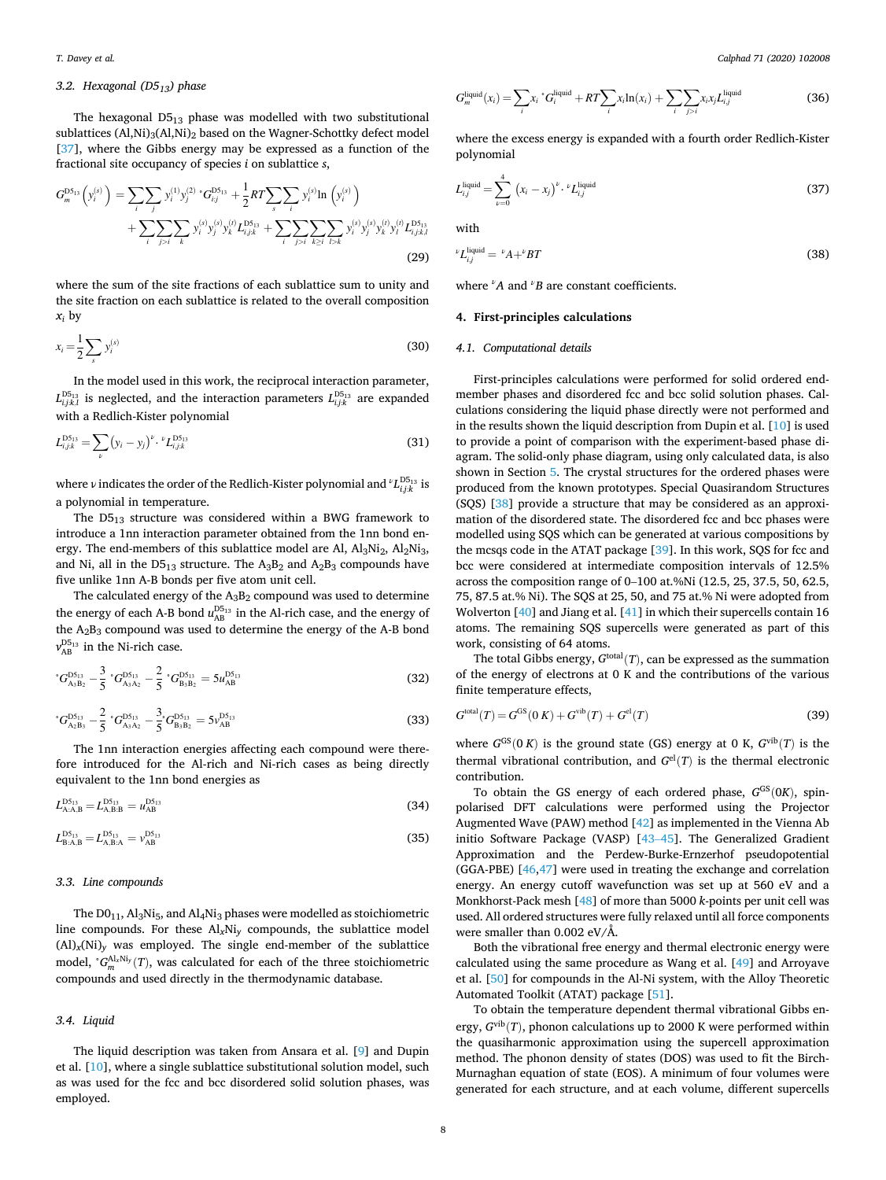### 3.2. Hexagonal ($D5_{13}$) phase

The hexagonal $D5_{13}$ phase was modelled with two substitutional sublattices (Al,Ni)$_3$(Al,Ni)$_2$ based on the Wagner-Schottky defect model [37], where the Gibbs energy may be expressed as a function of the fractional site occupancy of species $i$ on sublattice $s$,

$$G_m^{D5_{13}}\left(y_i^{(s)}\right) = \sum_i \sum_j y_i^{(1)} y_j^{(2)}\, {}^{\circ}G_{i:j}^{D5_{13}} + \frac{1}{2}RT\sum_s \sum_i y_i^{(s)} \ln\left(y_i^{(s)}\right) + \sum_i \sum_{j>i} \sum_k y_i^{(s)} y_j^{(s)} y_k^{(t)} L_{i,j:k}^{D5_{13}} + \sum_i \sum_{j>i} \sum_{k\geq i} \sum_{l>k} y_i^{(s)} y_j^{(s)} y_k^{(t)} y_l^{(t)} L_{i,j:k,l}^{D5_{13}} \tag{29}$$

where the sum of the site fractions of each sublattice sum to unity and the site fraction on each sublattice is related to the overall composition $x_i$ by

$$x_i = \frac{1}{2}\sum_s y_i^{(s)} \tag{30}$$

In the model used in this work, the reciprocal interaction parameter, $L_{i,j:k,l}^{D5_{13}}$ is neglected, and the interaction parameters $L_{i,j:k}^{D5_{13}}$ are expanded with a Redlich-Kister polynomial

$$L_{i,j:k}^{D5_{13}} = \sum_\nu \left(y_i - y_j\right)^\nu \cdot {}^{\nu}L_{i,j:k}^{D5_{13}} \tag{31}$$

where $\nu$ indicates the order of the Redlich-Kister polynomial and ${}^{\nu}L_{i,j:k}^{D5_{13}}$ is a polynomial in temperature.

The $D5_{13}$ structure was considered within a BWG framework to introduce a 1nn interaction parameter obtained from the 1nn bond energy. The end-members of this sublattice model are Al, $Al_3Ni_2$, $Al_2Ni_3$, and Ni, all in the $D5_{13}$ structure. The $A_3B_2$ and $A_2B_3$ compounds have five unlike 1nn A-B bonds per five atom unit cell.

The calculated energy of the $A_3B_2$ compound was used to determine the energy of each A-B bond $u_{AB}^{D5_{13}}$ in the Al-rich case, and the energy of the $A_2B_3$ compound was used to determine the energy of the A-B bond $v_{AB}^{D5_{13}}$ in the Ni-rich case.

$${}^{\circ}G_{A_3B_2}^{D5_{13}} - \frac{3}{5}\,{}^{\circ}G_{A_3A_2}^{D5_{13}} - \frac{2}{5}\,{}^{\circ}G_{B_3B_2}^{D5_{13}} = 5u_{AB}^{D5_{13}} \tag{32}$$

$${}^{\circ}G_{A_2B_3}^{D5_{13}} - \frac{2}{5}\,{}^{\circ}G_{A_3A_2}^{D5_{13}} - \frac{3}{5}\,{}^{\circ}G_{B_3B_2}^{D5_{13}} = 5v_{AB}^{D5_{13}} \tag{33}$$

The 1nn interaction energies affecting each compound were therefore introduced for the Al-rich and Ni-rich cases as being directly equivalent to the 1nn bond energies as

$$L_{A:A,B}^{D5_{13}} = L_{A,B:B}^{D5_{13}} = u_{AB}^{D5_{13}} \tag{34}$$

$$L_{B:A,B}^{D5_{13}} = L_{A,B:A}^{D5_{13}} = v_{AB}^{D5_{13}} \tag{35}$$

### 3.3. Line compounds

The $D0_{11}$, $Al_3Ni_5$, and $Al_4Ni_3$ phases were modelled as stoichiometric line compounds. For these $Al_xNi_y$ compounds, the sublattice model $(Al)_x(Ni)_y$ was employed. The single end-member of the sublattice model, ${}^{\circ}G_m^{Al_xNi_y}(T)$, was calculated for each of the three stoichiometric compounds and used directly in the thermodynamic database.

### 3.4. Liquid

The liquid description was taken from Ansara et al. [9] and Dupin et al. [10], where a single sublattice substitutional solution model, such as was used for the fcc and bcc disordered solid solution phases, was employed.

$$G_m^{liquid}(x_i) = \sum_i x_i\, {}^{\circ}G_i^{liquid} + RT\sum_i x_i \ln(x_i) + \sum_i \sum_{j>i} x_i x_j L_{i,j}^{liquid} \tag{36}$$

where the excess energy is expanded with a fourth order Redlich-Kister polynomial

$$L_{i,j}^{liquid} = \sum_{\nu=0}^{4} \left(x_i - x_j\right)^\nu \cdot {}^{\nu}L_{i,j}^{liquid} \tag{37}$$

with

$${}^{\nu}L_{i,j}^{liquid} = {}^{\nu}A + {}^{\nu}BT \tag{38}$$

where ${}^{\nu}A$ and ${}^{\nu}B$ are constant coefficients.

## 4. First-principles calculations

### 4.1. Computational details

First-principles calculations were performed for solid ordered end-member phases and disordered fcc and bcc solid solution phases. Calculations considering the liquid phase directly were not performed and in the results shown the liquid description from Dupin et al. [10] is used to provide a point of comparison with the experiment-based phase diagram. The solid-only phase diagram, using only calculated data, is also shown in Section 5. The crystal structures for the ordered phases were produced from the known prototypes. Special Quasirandom Structures (SQS) [38] provide a structure that may be considered as an approximation of the disordered state. The disordered fcc and bcc phases were modelled using SQS which can be generated at various compositions by the mcsqs code in the ATAT package [39]. In this work, SQS for fcc and bcc were considered at intermediate composition intervals of 12.5% across the composition range of 0–100 at.%Ni (12.5, 25, 37.5, 50, 62.5, 75, 87.5 at.% Ni). The SQS at 25, 50, and 75 at.% Ni were adopted from Wolverton [40] and Jiang et al. [41] in which their supercells contain 16 atoms. The remaining SQS supercells were generated as part of this work, consisting of 64 atoms.

The total Gibbs energy, $G^{total}(T)$, can be expressed as the summation of the energy of electrons at 0 K and the contributions of the various finite temperature effects,

$$G^{total}(T) = G^{GS}(0\,K) + G^{vib}(T) + G^{el}(T) \tag{39}$$

where $G^{GS}(0\,K)$ is the ground state (GS) energy at 0 K, $G^{vib}(T)$ is the thermal vibrational contribution, and $G^{el}(T)$ is the thermal electronic contribution.

To obtain the GS energy of each ordered phase, $G^{GS}(0K)$, spin-polarised DFT calculations were performed using the Projector Augmented Wave (PAW) method [42] as implemented in the Vienna Ab initio Software Package (VASP) [43–45]. The Generalized Gradient Approximation and the Perdew-Burke-Ernzerhof pseudopotential (GGA-PBE) [46,47] were used in treating the exchange and correlation energy. An energy cutoff wavefunction was set up at 560 eV and a Monkhorst-Pack mesh [48] of more than 5000 $k$-points per unit cell was used. All ordered structures were fully relaxed until all force components were smaller than 0.002 eV/Å.

Both the vibrational free energy and thermal electronic energy were calculated using the same procedure as Wang et al. [49] and Arroyave et al. [50] for compounds in the Al-Ni system, with the Alloy Theoretic Automated Toolkit (ATAT) package [51].

To obtain the temperature dependent thermal vibrational Gibbs energy, $G^{vib}(T)$, phonon calculations up to 2000 K were performed within the quasiharmonic approximation using the supercell approximation method. The phonon density of states (DOS) was used to fit the Birch-Murnaghan equation of state (EOS). A minimum of four volumes were generated for each structure, and at each volume, different supercells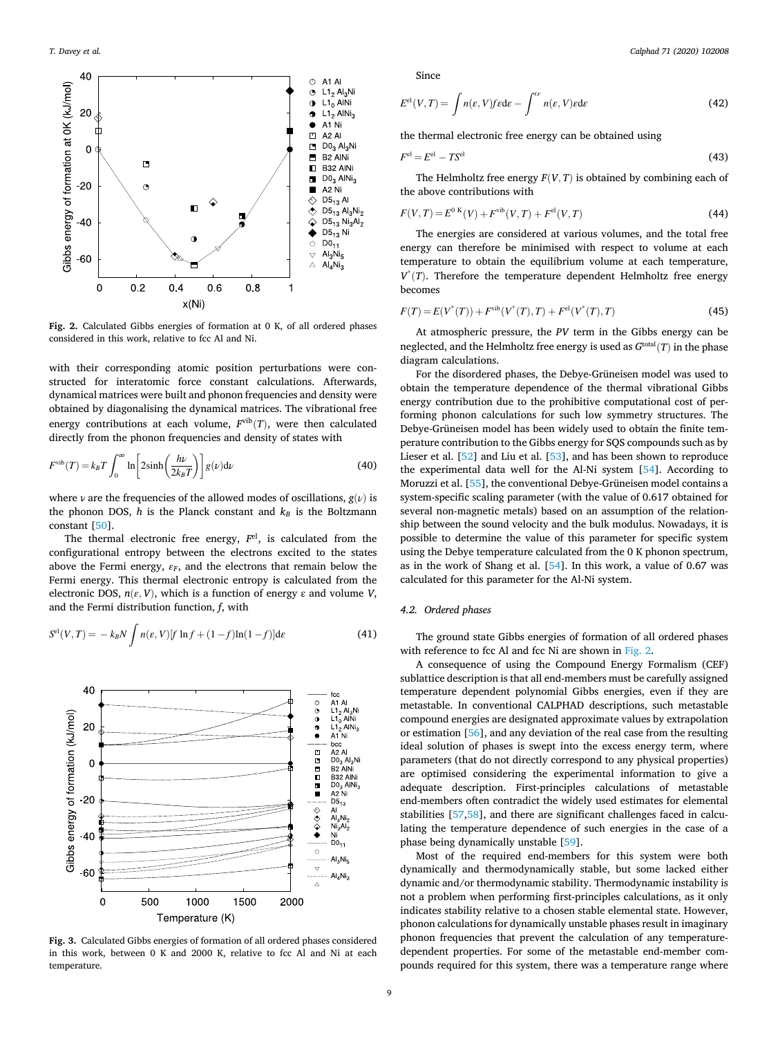Fig. 2. Calculated Gibbs energies of formation at 0 K, of all ordered phases considered in this work, relative to fcc Al and Ni.

with their corresponding atomic position perturbations were constructed for interatomic force constant calculations. Afterwards, dynamical matrices were built and phonon frequencies and density were obtained by diagonalising the dynamical matrices. The vibrational free energy contributions at each volume, $F^{\text{vib}}(T)$, were then calculated directly from the phonon frequencies and density of states with

$$F^{\text{vib}}(T) = k_B T \int_0^{\infty} \ln\left[2\sinh\left(\frac{h\nu}{2k_B T}\right)\right] g(\nu)\mathrm{d}\nu \tag{40}$$

where $\nu$ are the frequencies of the allowed modes of oscillations, $g(\nu)$ is the phonon DOS, $h$ is the Planck constant and $k_B$ is the Boltzmann constant [50].

The thermal electronic free energy, $F^{\text{el}}$, is calculated from the configurational entropy between the electrons excited to the states above the Fermi energy, $\varepsilon_F$, and the electrons that remain below the Fermi energy. This thermal electronic entropy is calculated from the electronic DOS, $n(\varepsilon, V)$, which is a function of energy ε and volume $V$, and the Fermi distribution function, $f$, with

$$S^{\text{el}}(V,T) = -k_B N \int n(\varepsilon, V)[f \ln f + (1-f)\ln(1-f)]\mathrm{d}\varepsilon \tag{41}$$

Fig. 3. Calculated Gibbs energies of formation of all ordered phases considered in this work, between 0 K and 2000 K, relative to fcc Al and Ni at each temperature.

Since

$$E^{\text{el}}(V,T) = \int n(\varepsilon, V) f \varepsilon \mathrm{d}\varepsilon - \int^{\varepsilon_F} n(\varepsilon, V)\varepsilon \mathrm{d}\varepsilon \tag{42}$$

the thermal electronic free energy can be obtained using

$$F^{\text{el}} = E^{\text{el}} - TS^{\text{el}} \tag{43}$$

The Helmholtz free energy $F(V,T)$ is obtained by combining each of the above contributions with

$$F(V,T) = E^{0\text{ K}}(V) + F^{\text{vib}}(V,T) + F^{\text{el}}(V,T) \tag{44}$$

The energies are considered at various volumes, and the total free energy can therefore be minimised with respect to volume at each temperature to obtain the equilibrium volume at each temperature, $V^*(T)$. Therefore the temperature dependent Helmholtz free energy becomes

$$F(T) = E(V^*(T)) + F^{\text{vib}}(V^*(T),T) + F^{\text{el}}(V^*(T),T) \tag{45}$$

At atmospheric pressure, the $PV$ term in the Gibbs energy can be neglected, and the Helmholtz free energy is used as $G^{\text{total}}(T)$ in the phase diagram calculations.

For the disordered phases, the Debye-Grüneisen model was used to obtain the temperature dependence of the thermal vibrational Gibbs energy contribution due to the prohibitive computational cost of performing phonon calculations for such low symmetry structures. The Debye-Grüneisen model has been widely used to obtain the finite temperature contribution to the Gibbs energy for SQS compounds such as by Lieser et al. [52] and Liu et al. [53], and has been shown to reproduce the experimental data well for the Al-Ni system [54]. According to Moruzzi et al. [55], the conventional Debye-Grüneisen model contains a system-specific scaling parameter (with the value of 0.617 obtained for several non-magnetic metals) based on an assumption of the relationship between the sound velocity and the bulk modulus. Nowadays, it is possible to determine the value of this parameter for specific system using the Debye temperature calculated from the 0 K phonon spectrum, as in the work of Shang et al. [54]. In this work, a value of 0.67 was calculated for this parameter for the Al-Ni system.

### 4.2. Ordered phases

The ground state Gibbs energies of formation of all ordered phases with reference to fcc Al and fcc Ni are shown in Fig. 2.

A consequence of using the Compound Energy Formalism (CEF) sublattice description is that all end-members must be carefully assigned temperature dependent polynomial Gibbs energies, even if they are metastable. In conventional CALPHAD descriptions, such metastable compound energies are designated approximate values by extrapolation or estimation [56], and any deviation of the real case from the resulting ideal solution of phases is swept into the excess energy term, where parameters (that do not directly correspond to any physical properties) are optimised considering the experimental information to give a adequate description. First-principles calculations of metastable end-members often contradict the widely used estimates for elemental stabilities [57,58], and there are significant challenges for calculating the temperature dependence of such energies in the case of a phase being dynamically unstable [59].

Most of the required end-members for this system were both dynamically and thermodynamically stable, but some lacked either dynamic and/or thermodynamic stability. Thermodynamic instability is not a problem when performing first-principles calculations, as it only indicates stability relative to a chosen stable elemental state. However, phonon calculations for dynamically unstable phases result in imaginary phonon frequencies that prevent the calculation of any temperature-dependent properties. For some of the metastable end-member compounds required for this system, there was a temperature range where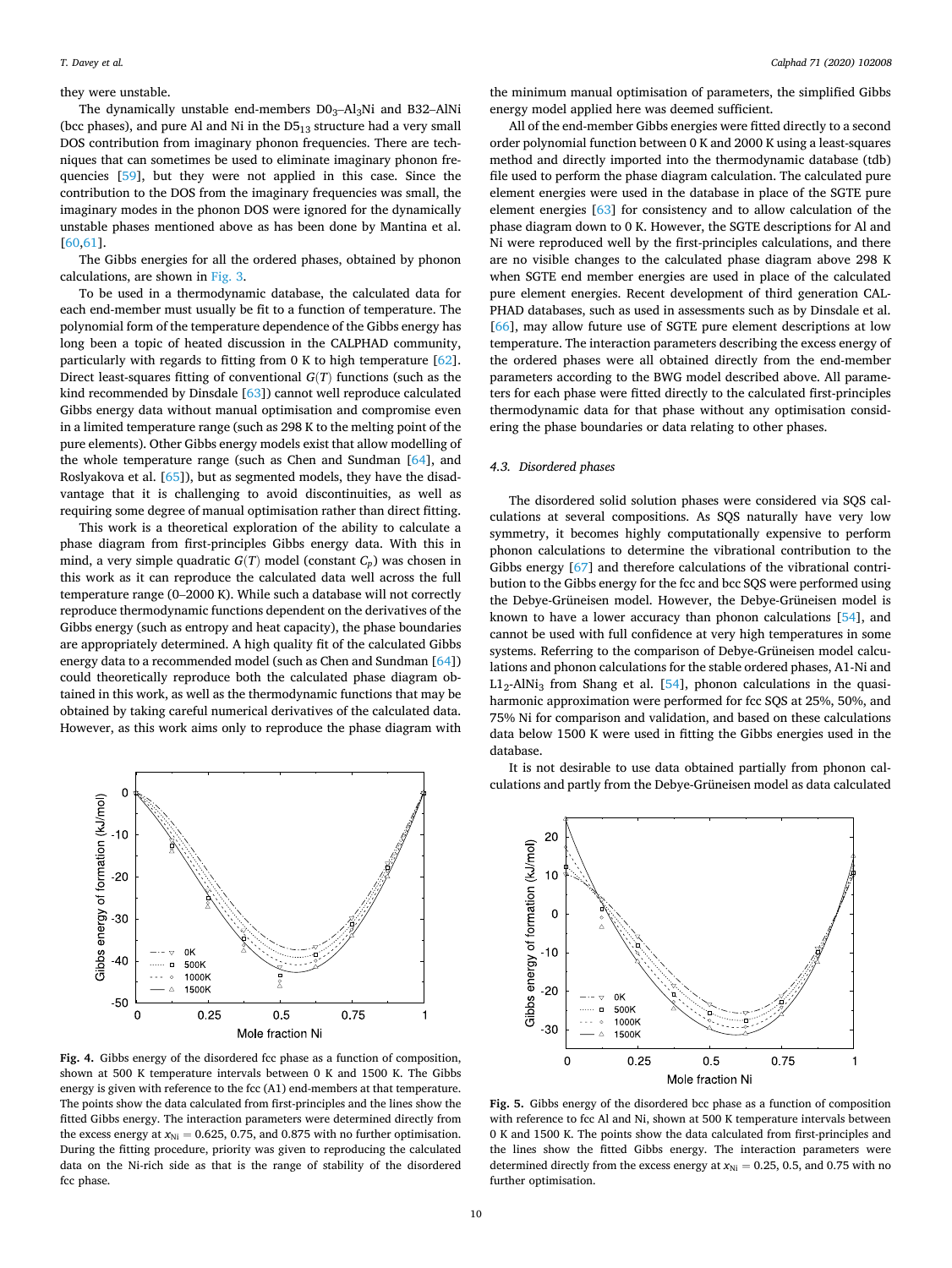they were unstable.

The dynamically unstable end-members $D0_3$–$Al_3Ni$ and B32–AlNi (bcc phases), and pure Al and Ni in the $D5_{13}$ structure had a very small DOS contribution from imaginary phonon frequencies. There are techniques that can sometimes be used to eliminate imaginary phonon frequencies [59], but they were not applied in this case. Since the contribution to the DOS from the imaginary frequencies was small, the imaginary modes in the phonon DOS were ignored for the dynamically unstable phases mentioned above as has been done by Mantina et al. [60,61].

The Gibbs energies for all the ordered phases, obtained by phonon calculations, are shown in Fig. 3.

To be used in a thermodynamic database, the calculated data for each end-member must usually be fit to a function of temperature. The polynomial form of the temperature dependence of the Gibbs energy has long been a topic of heated discussion in the CALPHAD community, particularly with regards to fitting from 0 K to high temperature [62]. Direct least-squares fitting of conventional $G(T)$ functions (such as the kind recommended by Dinsdale [63]) cannot well reproduce calculated Gibbs energy data without manual optimisation and compromise even in a limited temperature range (such as 298 K to the melting point of the pure elements). Other Gibbs energy models exist that allow modelling of the whole temperature range (such as Chen and Sundman [64], and Roslyakova et al. [65]), but as segmented models, they have the disadvantage that it is challenging to avoid discontinuities, as well as requiring some degree of manual optimisation rather than direct fitting.

This work is a theoretical exploration of the ability to calculate a phase diagram from first-principles Gibbs energy data. With this in mind, a very simple quadratic $G(T)$ model (constant $C_p$) was chosen in this work as it can reproduce the calculated data well across the full temperature range (0–2000 K). While such a database will not correctly reproduce thermodynamic functions dependent on the derivatives of the Gibbs energy (such as entropy and heat capacity), the phase boundaries are appropriately determined. A high quality fit of the calculated Gibbs energy data to a recommended model (such as Chen and Sundman [64]) could theoretically reproduce both the calculated phase diagram obtained in this work, as well as the thermodynamic functions that may be obtained by taking careful numerical derivatives of the calculated data. However, as this work aims only to reproduce the phase diagram with the minimum manual optimisation of parameters, the simplified Gibbs energy model applied here was deemed sufficient.

All of the end-member Gibbs energies were fitted directly to a second order polynomial function between 0 K and 2000 K using a least-squares method and directly imported into the thermodynamic database (tdb) file used to perform the phase diagram calculation. The calculated pure element energies were used in the database in place of the SGTE pure element energies [63] for consistency and to allow calculation of the phase diagram down to 0 K. However, the SGTE descriptions for Al and Ni were reproduced well by the first-principles calculations, and there are no visible changes to the calculated phase diagram above 298 K when SGTE end member energies are used in place of the calculated pure element energies. Recent development of third generation CALPHAD databases, such as used in assessments such as by Dinsdale et al. [66], may allow future use of SGTE pure element descriptions at low temperature. The interaction parameters describing the excess energy of the ordered phases were all obtained directly from the end-member parameters according to the BWG model described above. All parameters for each phase were fitted directly to the calculated first-principles thermodynamic data for that phase without any optimisation considering the phase boundaries or data relating to other phases.

### 4.3. Disordered phases

The disordered solid solution phases were considered via SQS calculations at several compositions. As SQS naturally have very low symmetry, it becomes highly computationally expensive to perform phonon calculations to determine the vibrational contribution to the Gibbs energy [67] and therefore calculations of the vibrational contribution to the Gibbs energy for the fcc and bcc SQS were performed using the Debye-Grüneisen model. However, the Debye-Grüneisen model is known to have a lower accuracy than phonon calculations [54], and cannot be used with full confidence at very high temperatures in some systems. Referring to the comparison of Debye-Grüneisen model calculations and phonon calculations for the stable ordered phases, A1-Ni and $L1_2$-$AlNi_3$ from Shang et al. [54], phonon calculations in the quasi-harmonic approximation were performed for fcc SQS at 25%, 50%, and 75% Ni for comparison and validation, and based on these calculations data below 1500 K were used in fitting the Gibbs energies used in the database.

It is not desirable to use data obtained partially from phonon calculations and partly from the Debye-Grüneisen model as data calculated

**Fig. 4.** Gibbs energy of the disordered fcc phase as a function of composition, shown at 500 K temperature intervals between 0 K and 1500 K. The Gibbs energy is given with reference to the fcc (A1) end-members at that temperature. The points show the data calculated from first-principles and the lines show the fitted Gibbs energy. The interaction parameters were determined directly from the excess energy at $x_{Ni}$ = 0.625, 0.75, and 0.875 with no further optimisation. During the fitting procedure, priority was given to reproducing the calculated data on the Ni-rich side as that is the range of stability of the disordered fcc phase.

**Fig. 5.** Gibbs energy of the disordered bcc phase as a function of composition, shown at 500 K temperature intervals between 0 K and 1500 K. The points show the data calculated from first-principles and the lines show the fitted Gibbs energy. The interaction parameters were determined directly from the excess energy at $x_{Ni}$ = 0.25, 0.5, and 0.75 with no further optimisation.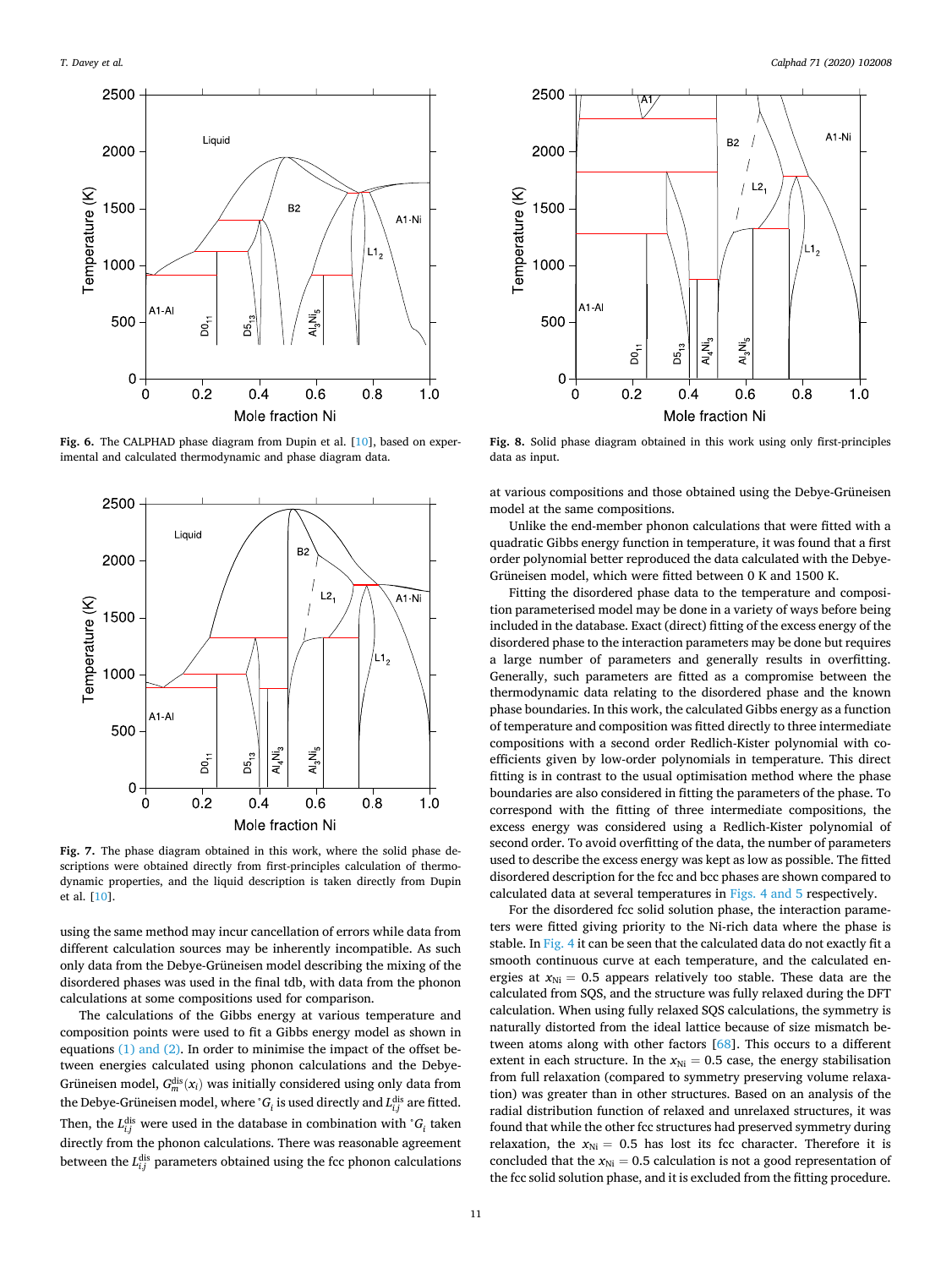Fig. 6. The CALPHAD phase diagram from Dupin et al. [10], based on experimental and calculated thermodynamic and phase diagram data.

Fig. 7. The phase diagram obtained in this work, where the solid phase descriptions were obtained directly from first-principles calculation of thermodynamic properties, and the liquid description is taken directly from Dupin et al. [10].

using the same method may incur cancellation of errors while data from different calculation sources may be inherently incompatible. As such only data from the Debye-Grüneisen model describing the mixing of the disordered phases was used in the final tdb, with data from the phonon calculations at some compositions used for comparison.

The calculations of the Gibbs energy at various temperature and composition points were used to fit a Gibbs energy model as shown in equations (1) and (2). In order to minimise the impact of the offset between energies calculated using phonon calculations and the Debye-Grüneisen model, $G_m^{dis}(x_i)$ was initially considered using only data from the Debye-Grüneisen model, where $^{\circ}G_i$ is used directly and $L_{i,j}^{dis}$ are fitted. Then, the $L_{i,j}^{dis}$ were used in the database in combination with $^{\circ}G_i$ taken directly from the phonon calculations. There was reasonable agreement between the $L_{i,j}^{dis}$ parameters obtained using the fcc phonon calculations at various compositions and those obtained using the Debye-Grüneisen model at the same compositions.

Unlike the end-member phonon calculations that were fitted with a quadratic Gibbs energy function in temperature, it was found that a first order polynomial better reproduced the data calculated with the Debye-Grüneisen model, which were fitted between 0 K and 1500 K.

Fitting the disordered phase data to the temperature and composition parameterised model may be done in a variety of ways before being included in the database. Exact (direct) fitting of the excess energy of the disordered phase to the interaction parameters may be done but requires a large number of parameters and generally results in overfitting. Generally, such parameters are fitted as a compromise between the thermodynamic data relating to the disordered phase and the known phase boundaries. In this work, the calculated Gibbs energy as a function of temperature and composition was fitted directly to three intermediate compositions with a second order Redlich-Kister polynomial with coefficients given by low-order polynomials in temperature. This direct fitting is in contrast to the usual optimisation method where the phase boundaries are also considered in fitting the parameters of the phase. To correspond with the fitting of three intermediate compositions, the excess energy was considered using a Redlich-Kister polynomial of second order. To avoid overfitting of the data, the number of parameters used to describe the excess energy was kept as low as possible. The fitted disordered description for the fcc and bcc phases are shown compared to calculated data at several temperatures in Figs. 4 and 5 respectively.

For the disordered fcc solid solution phase, the interaction parameters were fitted giving priority to the Ni-rich data where the phase is stable. In Fig. 4 it can be seen that the calculated data do not exactly fit a smooth continuous curve at each temperature, and the calculated energies at $x_{Ni} = 0.5$ appears relatively too stable. These data are the calculated from SQS, and the structure was fully relaxed during the DFT calculation. When using fully relaxed SQS calculations, the symmetry is naturally distorted from the ideal lattice because of size mismatch between atoms along with other factors [68]. This occurs to a different extent in each structure. In the $x_{Ni} = 0.5$ case, the energy stabilisation from full relaxation (compared to symmetry preserving volume relaxation) was greater than in other structures. Based on an analysis of the radial distribution function of relaxed and unrelaxed structures, it was found that while the other fcc structures had preserved symmetry during relaxation, the $x_{Ni} = 0.5$ has lost its fcc character. Therefore it is concluded that the $x_{Ni} = 0.5$ calculation is not a good representation of the fcc solid solution phase, and it is excluded from the fitting procedure.

Fig. 8. Solid phase diagram obtained in this work using only first-principles data as input.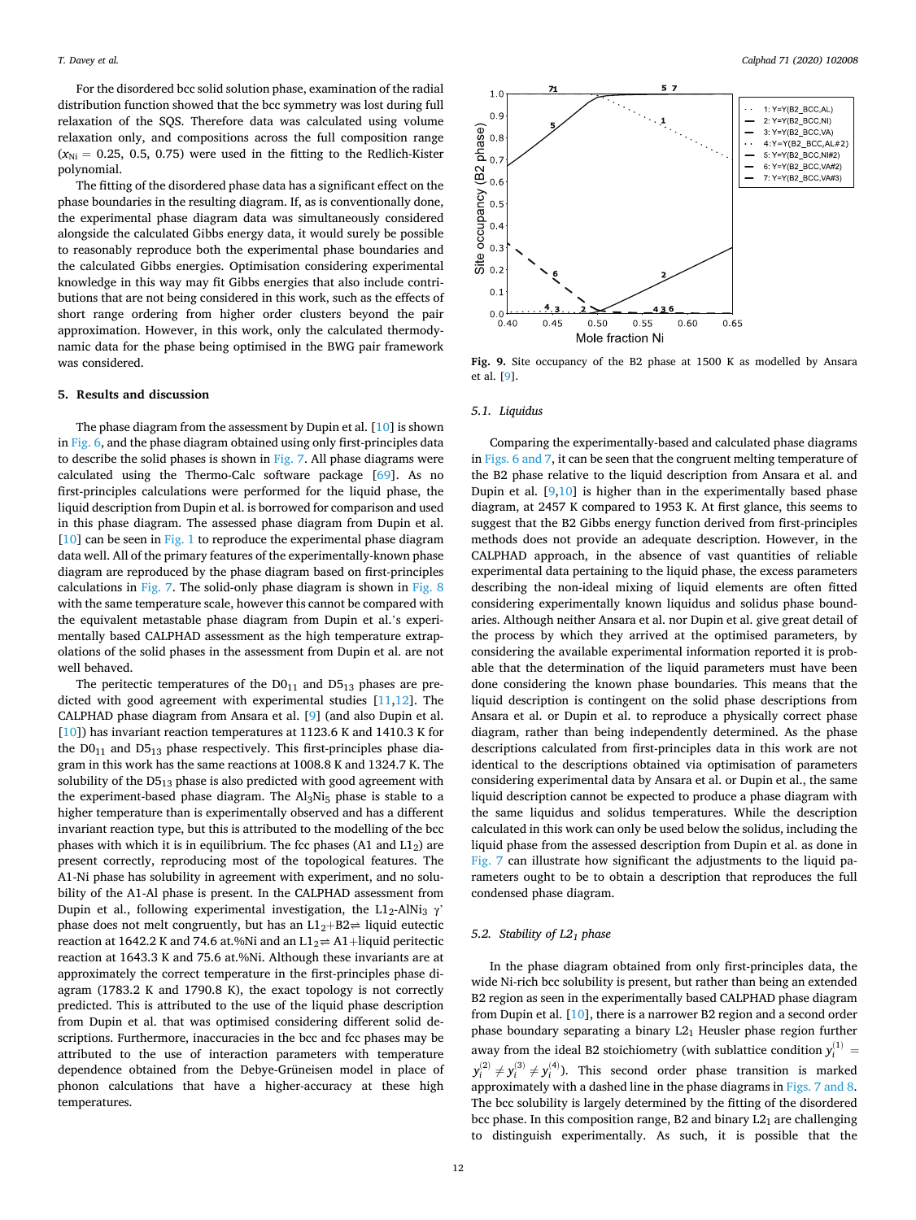For the disordered bcc solid solution phase, examination of the radial distribution function showed that the bcc symmetry was lost during full relaxation of the SQS. Therefore data was calculated using volume relaxation only, and compositions across the full composition range ($x_{Ni}$ = 0.25, 0.5, 0.75) were used in the fitting to the Redlich-Kister polynomial.

The fitting of the disordered phase data has a significant effect on the phase boundaries in the resulting diagram. If, as is conventionally done, the experimental phase diagram data was simultaneously considered alongside the calculated Gibbs energy data, it would surely be possible to reasonably reproduce both the experimental phase boundaries and the calculated Gibbs energies. Optimisation considering experimental knowledge in this way may fit Gibbs energies that also include contributions that are not being considered in this work, such as the effects of short range ordering from higher order clusters beyond the pair approximation. However, in this work, only the calculated thermodynamic data for the phase being optimised in the BWG pair framework was considered.

## 5. Results and discussion

The phase diagram from the assessment by Dupin et al. [10] is shown in Fig. 6, and the phase diagram obtained using only first-principles data to describe the solid phases is shown in Fig. 7. All phase diagrams were calculated using the Thermo-Calc software package [69]. As no first-principles calculations were performed for the liquid phase, the liquid description from Dupin et al. is borrowed for comparison and used in this phase diagram. The assessed phase diagram from Dupin et al. [10] can be seen in Fig. 1 to reproduce the experimental phase diagram data well. All of the primary features of the experimentally-known phase diagram are reproduced by the phase diagram based on first-principles calculations in Fig. 7. The solid-only phase diagram is shown in Fig. 8 with the same temperature scale, however this cannot be compared with the equivalent metastable phase diagram from Dupin et al.'s experimentally based CALPHAD assessment as the high temperature extrapolations of the solid phases in the assessment from Dupin et al. are not well behaved.

The peritectic temperatures of the $D0_{11}$ and $D5_{13}$ phases are predicted with good agreement with experimental studies [11,12]. The CALPHAD phase diagram from Ansara et al. [9] (and also Dupin et al. [10]) has invariant reaction temperatures at 1123.6 K and 1410.3 K for the $D0_{11}$ and $D5_{13}$ phase respectively. This first-principles phase diagram in this work has the same reactions at 1008.8 K and 1324.7 K. The solubility of the $D5_{13}$ phase is also predicted with good agreement with the experiment-based phase diagram. The $Al_3Ni_5$ phase is stable to a higher temperature than is experimentally observed and has a different invariant reaction type, but this is attributed to the modelling of the bcc phases with which it is in equilibrium. The fcc phases (A1 and $L1_2$) are present correctly, reproducing most of the topological features. The A1-Ni phase has solubility in agreement with experiment, and no solubility of the A1-Al phase is present. In the CALPHAD assessment from Dupin et al., following experimental investigation, the $L1_2$-$AlNi_3$ γ' phase does not melt congruently, but has an $L1_2$+B2⇌ liquid eutectic reaction at 1642.2 K and 74.6 at.%Ni and an $L1_2$⇌ A1+liquid peritectic reaction at 1643.3 K and 75.6 at.%Ni. Although these invariants are at approximately the correct temperature in the first-principles phase diagram (1783.2 K and 1790.8 K), the exact topology is not correctly predicted. This is attributed to the use of the liquid phase description from Dupin et al. that was optimised considering different solid descriptions. Furthermore, inaccuracies in the bcc and fcc phases may be attributed to the use of interaction parameters with temperature dependence obtained from the Debye-Grüneisen model in place of phonon calculations that have a higher-accuracy at these high temperatures.

**Fig. 9.** Site occupancy of the B2 phase at 1500 K as modelled by Ansara et al. [9].

### 5.1. Liquidus

Comparing the experimentally-based and calculated phase diagrams in Figs. 6 and 7, it can be seen that the congruent melting temperature of the B2 phase relative to the liquid description from Ansara et al. and Dupin et al. [9,10] is higher than in the experimentally based phase diagram, at 2457 K compared to 1953 K. At first glance, this seems to suggest that the B2 Gibbs energy function derived from first-principles methods does not provide an adequate description. However, in the CALPHAD approach, in the absence of vast quantities of reliable experimental data pertaining to the liquid phase, the excess parameters describing the non-ideal mixing of liquid elements are often fitted considering experimentally known liquidus and solidus phase boundaries. Although neither Ansara et al. nor Dupin et al. give great detail of the process by which they arrived at the optimised parameters, by considering the available experimental information reported it is probable that the determination of the liquid parameters must have been done considering the known phase boundaries. This means that the liquid description is contingent on the solid phase descriptions from Ansara et al. or Dupin et al. to reproduce a physically correct phase diagram, rather than being independently determined. As the phase descriptions calculated from first-principles data in this work are not identical to the descriptions obtained via optimisation of parameters considering experimental data by Ansara et al. or Dupin et al., the same liquid description cannot be expected to produce a phase diagram with the same liquidus and solidus temperatures. While the description calculated in this work can only be used below the solidus, including the liquid phase from the assessed description from Dupin et al. as done in Fig. 7 can illustrate how significant the adjustments to the liquid parameters ought to be to obtain a description that reproduces the full condensed phase diagram.

### 5.2. Stability of $L2_1$ phase

In the phase diagram obtained from only first-principles data, the wide Ni-rich bcc solubility is present, but rather than being an extended B2 region as seen in the experimentally based CALPHAD phase diagram from Dupin et al. [10], there is a narrower B2 region and a second order phase boundary separating a binary $L2_1$ Heusler phase region further away from the ideal B2 stoichiometry (with sublattice condition $y_i^{(1)} = y_i^{(2)} \neq y_i^{(3)} \neq y_i^{(4)}$). This second order phase transition is marked approximately with a dashed line in the phase diagrams in Figs. 7 and 8. The bcc solubility is largely determined by the fitting of the disordered bcc phase. In this composition range, B2 and binary $L2_1$ are challenging to distinguish experimentally. As such, it is possible that the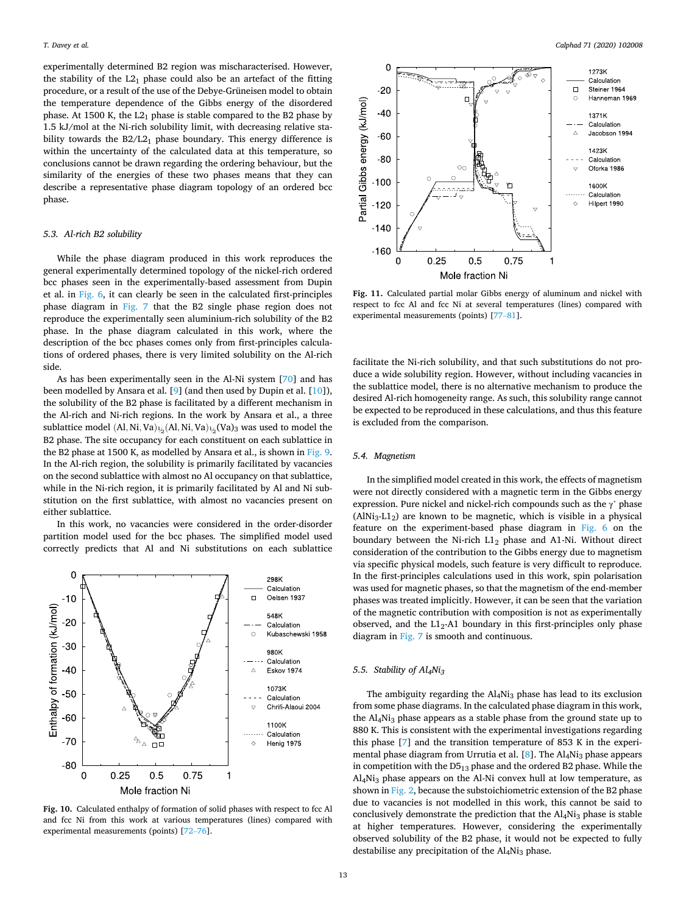experimentally determined B2 region was mischaracterised. However, the stability of the $L2_1$ phase could also be an artefact of the fitting procedure, or a result of the use of the Debye-Grüneisen model to obtain the temperature dependence of the Gibbs energy of the disordered phase. At 1500 K, the $L2_1$ phase is stable compared to the B2 phase by 1.5 kJ/mol at the Ni-rich solubility limit, with decreasing relative stability towards the B2/$L2_1$ phase boundary. This energy difference is within the uncertainty of the calculated data at this temperature, so conclusions cannot be drawn regarding the ordering behaviour, but the similarity of the energies of these two phases means that they can describe a representative phase diagram topology of an ordered bcc phase.

### 5.3. Al-rich B2 solubility

While the phase diagram produced in this work reproduces the general experimentally determined topology of the nickel-rich ordered bcc phases seen in the experimentally-based assessment from Dupin et al. in Fig. 6, it can clearly be seen in the calculated first-principles phase diagram in Fig. 7 that the B2 single phase region does not reproduce the experimentally seen aluminium-rich solubility of the B2 phase. In the phase diagram calculated in this work, where the description of the bcc phases comes only from first-principles calculations of ordered phases, there is very limited solubility on the Al-rich side.

As has been experimentally seen in the Al-Ni system [70] and has been modelled by Ansara et al. [9] (and then used by Dupin et al. [10]), the solubility of the B2 phase is facilitated by a different mechanism in the Al-rich and Ni-rich regions. In the work by Ansara et al., a three sublattice model $(\mathrm{Al},\mathrm{Ni},\mathrm{Va})_{\frac{1}{2}}(\mathrm{Al},\mathrm{Ni},\mathrm{Va})_{\frac{1}{2}}(\mathrm{Va})_3$ was used to model the B2 phase. The site occupancy for each constituent on each sublattice in the B2 phase at 1500 K, as modelled by Ansara et al., is shown in Fig. 9. In the Al-rich region, the solubility is primarily facilitated by vacancies on the second sublattice with almost no Al occupancy on that sublattice, while in the Ni-rich region, it is primarily facilitated by Al and Ni substitution on the first sublattice, with almost no vacancies present on either sublattice.

In this work, no vacancies were considered in the order-disorder partition model used for the bcc phases. The simplified model used correctly predicts that Al and Ni substitutions on each sublattice facilitate the Ni-rich solubility, and that such substitutions do not produce a wide solubility region. However, without including vacancies in the sublattice model, there is no alternative mechanism to produce the desired Al-rich homogeneity range. As such, this solubility range cannot be expected to be reproduced in these calculations, and thus this feature is excluded from the comparison.

**Fig. 10.** Calculated enthalpy of formation of solid phases with respect to fcc Al and fcc Ni from this work at various temperatures (lines) compared with experimental measurements (points) [72–76].

**Fig. 11.** Calculated partial molar Gibbs energy of aluminum and nickel with respect to fcc Al and fcc Ni at several temperatures (lines) compared with experimental measurements (points) [77–81].

### 5.4. Magnetism

In the simplified model created in this work, the effects of magnetism were not directly considered with a magnetic term in the Gibbs energy expression. Pure nickel and nickel-rich compounds such as the γ' phase ($AlNi_3$-$L1_2$) are known to be magnetic, which is visible in a physical feature on the experiment-based phase diagram in Fig. 6 on the boundary between the Ni-rich $L1_2$ phase and A1-Ni. Without direct consideration of the contribution to the Gibbs energy due to magnetism via specific physical models, such feature is very difficult to reproduce. In the first-principles calculations used in this work, spin polarisation was used for magnetic phases, so that the magnetism of the end-member phases was treated implicitly. However, it can be seen that the variation of the magnetic contribution with composition is not as experimentally observed, and the $L1_2$-A1 boundary in this first-principles only phase diagram in Fig. 7 is smooth and continuous.

### 5.5. Stability of $Al_4Ni_3$

The ambiguity regarding the $Al_4Ni_3$ phase has lead to its exclusion from some phase diagrams. In the calculated phase diagram in this work, the $Al_4Ni_3$ phase appears as a stable phase from the ground state up to 880 K. This is consistent with the experimental investigations regarding this phase [7] and the transition temperature of 853 K in the experimental phase diagram from Urrutia et al. [8]. The $Al_4Ni_3$ phase appears in competition with the $D5_{13}$ phase and the ordered B2 phase. While the $Al_4Ni_3$ phase appears on the Al-Ni convex hull at low temperature, as shown in Fig. 2, because the substoichiometric extension of the B2 phase due to vacancies is not modelled in this work, this cannot be said to conclusively demonstrate the prediction that the $Al_4Ni_3$ phase is stable at higher temperatures. However, considering the experimentally observed solubility of the B2 phase, it would not be expected to fully destabilise any precipitation of the $Al_4Ni_3$ phase.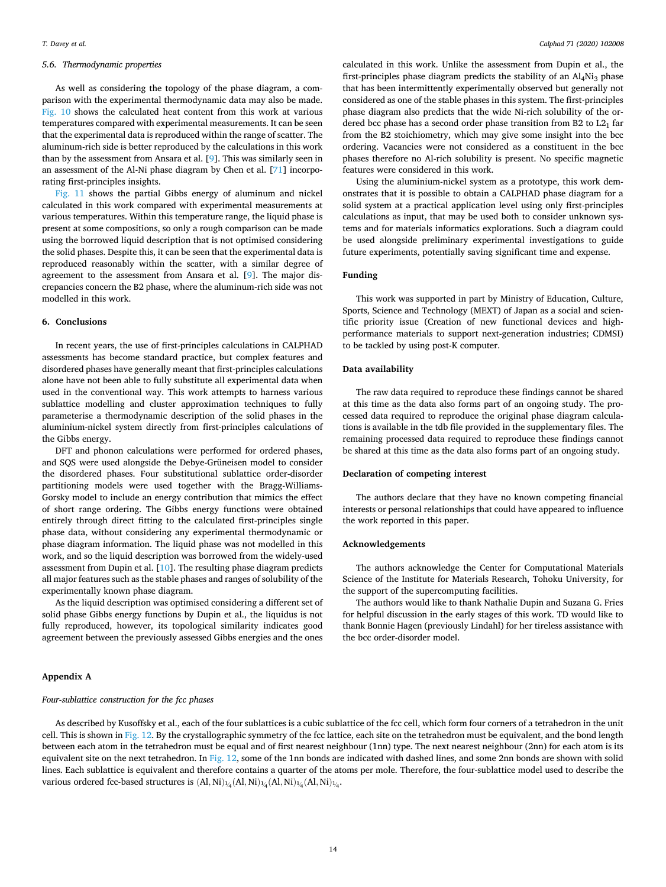### 5.6. Thermodynamic properties

As well as considering the topology of the phase diagram, a comparison with the experimental thermodynamic data may also be made. Fig. 10 shows the calculated heat content from this work at various temperatures compared with experimental measurements. It can be seen that the experimental data is reproduced within the range of scatter. The aluminum-rich side is better reproduced by the calculations in this work than by the assessment from Ansara et al. [9]. This was similarly seen in an assessment of the Al-Ni phase diagram by Chen et al. [71] incorporating first-principles insights.

Fig. 11 shows the partial Gibbs energy of aluminum and nickel calculated in this work compared with experimental measurements at various temperatures. Within this temperature range, the liquid phase is present at some compositions, so only a rough comparison can be made using the borrowed liquid description that is not optimised considering the solid phases. Despite this, it can be seen that the experimental data is reproduced reasonably within the scatter, with a similar degree of agreement to the assessment from Ansara et al. [9]. The major discrepancies concern the B2 phase, where the aluminum-rich side was not modelled in this work.

## 6. Conclusions

In recent years, the use of first-principles calculations in CALPHAD assessments has become standard practice, but complex features and disordered phases have generally meant that first-principles calculations alone have not been able to fully substitute all experimental data when used in the conventional way. This work attempts to harness various sublattice modelling and cluster approximation techniques to fully parameterise a thermodynamic description of the solid phases in the aluminium-nickel system directly from first-principles calculations of the Gibbs energy.

DFT and phonon calculations were performed for ordered phases, and SQS were used alongside the Debye-Grüneisen model to consider the disordered phases. Four substitutional sublattice order-disorder partitioning models were used together with the Bragg-Williams-Gorsky model to include an energy contribution that mimics the effect of short range ordering. The Gibbs energy functions were obtained entirely through direct fitting to the calculated first-principles single phase data, without considering any experimental thermodynamic or phase diagram information. The liquid phase was not modelled in this work, and so the liquid description was borrowed from the widely-used assessment from Dupin et al. [10]. The resulting phase diagram predicts all major features such as the stable phases and ranges of solubility of the experimentally known phase diagram.

As the liquid description was optimised considering a different set of solid phase Gibbs energy functions by Dupin et al., the liquidus is not fully reproduced, however, its topological similarity indicates good agreement between the previously assessed Gibbs energies and the ones calculated in this work. Unlike the assessment from Dupin et al., the first-principles phase diagram predicts the stability of an $Al_4Ni_3$ phase that has been intermittently experimentally observed but generally not considered as one of the stable phases in this system. The first-principles phase diagram also predicts that the wide Ni-rich solubility of the ordered bcc phase has a second order phase transition from B2 to $L2_1$ far from the B2 stoichiometry, which may give some insight into the bcc ordering. Vacancies were not considered as a constituent in the bcc phases therefore no Al-rich solubility is present. No specific magnetic features were considered in this work.

Using the aluminium-nickel system as a prototype, this work demonstrates that it is possible to obtain a CALPHAD phase diagram for a solid system at a practical application level using only first-principles calculations as input, that may be used both to consider unknown systems and for materials informatics explorations. Such a diagram could be used alongside preliminary experimental investigations to guide future experiments, potentially saving significant time and expense.

## Funding

This work was supported in part by Ministry of Education, Culture, Sports, Science and Technology (MEXT) of Japan as a social and scientific priority issue (Creation of new functional devices and high-performance materials to support next-generation industries; CDMSI) to be tackled by using post-K computer.

## Data availability

The raw data required to reproduce these findings cannot be shared at this time as the data also forms part of an ongoing study. The processed data required to reproduce the original phase diagram calculations is available in the tdb file provided in the supplementary files. The remaining processed data required to reproduce these findings cannot be shared at this time as the data also forms part of an ongoing study.

## Declaration of competing interest

The authors declare that they have no known competing financial interests or personal relationships that could have appeared to influence the work reported in this paper.

## Acknowledgements

The authors acknowledge the Center for Computational Materials Science of the Institute for Materials Research, Tohoku University, for the support of the supercomputing facilities.

The authors would like to thank Nathalie Dupin and Suzana G. Fries for helpful discussion in the early stages of this work. TD would like to thank Bonnie Hagen (previously Lindahl) for her tireless assistance with the bcc order-disorder model.

## Appendix A

### *Four-sublattice construction for the fcc phases*

As described by Kusoffsky et al., each of the four sublattices is a cubic sublattice of the fcc cell, which form four corners of a tetrahedron in the unit cell. This is shown in Fig. 12. By the crystallographic symmetry of the fcc lattice, each site on the tetrahedron must be equivalent, and the bond length between each atom in the tetrahedron must be equal and of first nearest neighbour (1nn) type. The next nearest neighbour (2nn) for each atom is its equivalent site on the next tetrahedron. In Fig. 12, some of the 1nn bonds are indicated with dashed lines, and some 2nn bonds are shown with solid lines. Each sublattice is equivalent and therefore contains a quarter of the atoms per mole. Therefore, the four-sublattice model used to describe the various ordered fcc-based structures is $(\mathrm{Al},\mathrm{Ni})_{1/4}(\mathrm{Al},\mathrm{Ni})_{1/4}(\mathrm{Al},\mathrm{Ni})_{1/4}(\mathrm{Al},\mathrm{Ni})_{1/4}$.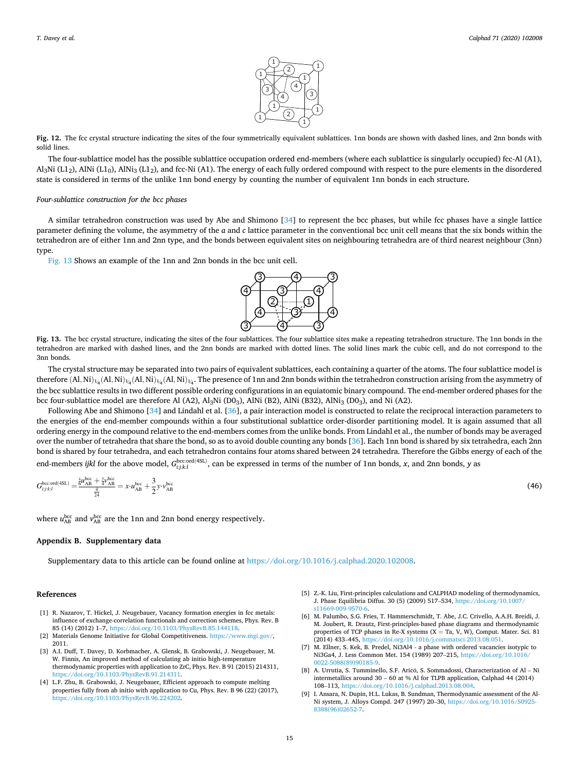Fig. 12. The fcc crystal structure indicating the sites of the four symmetrically equivalent sublattices. 1nn bonds are shown with dashed lines, and 2nn bonds with solid lines.

The four-sublattice model has the possible sublattice occupation ordered end-members (where each sublattice is singularly occupied) fcc-Al (A1), $Al_3Ni$ ($L1_2$), AlNi ($L1_0$), $AlNi_3$ ($L1_2$), and fcc-Ni (A1). The energy of each fully ordered compound with respect to the pure elements in the disordered state is considered in terms of the unlike 1nn bond energy by counting the number of equivalent 1nn bonds in each structure.

*Four-sublattice construction for the bcc phases*

A similar tetrahedron construction was used by Abe and Shimono [34] to represent the bcc phases, but while fcc phases have a single lattice parameter defining the volume, the asymmetry of the *a* and *c* lattice parameter in the conventional bcc unit cell means that the six bonds within the tetrahedron are of either 1nn and 2nn type, and the bonds between equivalent sites on neighbouring tetrahedra are of third nearest neighbour (3nn) type.

Fig. 13 Shows an example of the 1nn and 2nn bonds in the bcc unit cell.

Fig. 13. The bcc crystal structure, indicating the sites of the four sublattices. The four sublattice sites make a repeating tetrahedron structure. The 1nn bonds in the tetrahedron are marked with dashed lines, and the 2nn bonds are marked with dotted lines. The solid lines mark the cubic cell, and do not correspond to the 3nn bonds.

The crystal structure may be separated into two pairs of equivalent sublattices, each containing a quarter of the atoms. The four sublattice model is therefore $(\mathrm{Al,Ni})_{1/4}(\mathrm{Al,Ni})_{1/4}(\mathrm{Al,Ni})_{1/4}(\mathrm{Al,Ni})_{1/4}$. The presence of 1nn and 2nn bonds within the tetrahedron construction arising from the asymmetry of the bcc sublattice results in two different possible ordering configurations in an equiatomic binary compound. The end-member ordered phases for the bcc four-sublattice model are therefore Al (A2), $Al_3Ni$ ($D0_3$), AlNi (B2), AlNi (B32), $AlNi_3$ ($D0_3$), and Ni (A2).

Following Abe and Shimono [34] and Lindahl et al. [36], a pair interaction model is constructed to relate the reciprocal interaction parameters to the energies of the end-member compounds within a four substitutional sublattice order-disorder partitioning model. It is again assumed that all ordering energy in the compound relative to the end-members comes from the unlike bonds. From Lindahl et al., the number of bonds may be averaged over the number of tetrahedra that share the bond, so as to avoid double counting any bonds [36]. Each 1nn bond is shared by six tetrahedra, each 2nn bond is shared by four tetrahedra, and each tetrahedron contains four atoms shared between 24 tetrahedra. Therefore the Gibbs energy of each of the end-members *ijkl* for the above model, $G^{\mathrm{bcc:ord(4SL)}}_{i:j:k:l}$, can be expressed in terms of the number of 1nn bonds, *x*, and 2nn bonds, *y* as

$$G^{\mathrm{bcc:ord(4SL)}}_{i:j:k:l} = \frac{\frac{x}{6}u^{\mathrm{bcc}}_{\mathrm{AB}} + \frac{y}{4}v^{\mathrm{bcc}}_{\mathrm{AB}}}{\frac{4}{24}} = x \cdot u^{\mathrm{bcc}}_{\mathrm{AB}} + \frac{3}{2} y \cdot v^{\mathrm{bcc}}_{\mathrm{AB}} \tag{46}$$

where $u^{\mathrm{bcc}}_{\mathrm{AB}}$ and $v^{\mathrm{bcc}}_{\mathrm{AB}}$ are the 1nn and 2nn bond energy respectively.

## Appendix B. Supplementary data

Supplementary data to this article can be found online at https://doi.org/10.1016/j.calphad.2020.102008.

## References

[1] R. Nazarov, T. Hickel, J. Neugebauer, Vacancy formation energies in fcc metals: influence of exchange-correlation functionals and correction schemes, Phys. Rev. B 85 (14) (2012) 1–7, https://doi.org/10.1103/PhysRevB.85.144118.

[2] Materials Genome Initiative for Global Competitiveness. https://www.mgi.gov/, 2011.

[3] A.I. Duff, T. Davey, D. Korbmacher, A. Glensk, B. Grabowski, J. Neugebauer, M. W. Finnis, An improved method of calculating ab initio high-temperature thermodynamic properties with application to ZrC, Phys. Rev. B 91 (2015) 214311, https://doi.org/10.1103/PhysRevB.91.214311.

[4] L.F. Zhu, B. Grabowski, J. Neugebauer, Efficient approach to compute melting properties fully from ab initio with application to Cu, Phys. Rev. B 96 (22) (2017), https://doi.org/10.1103/PhysRevB.96.224202.

[5] Z.-K. Liu, First-principles calculations and CALPHAD modeling of thermodynamics, J. Phase Equilibria Diffus. 30 (5) (2009) 517–534, https://doi.org/10.1007/s11669-009-9570-6.

[6] M. Palumbo, S.G. Fries, T. Hammerschmidt, T. Abe, J.C. Crivello, A.A.H. Breidi, J. M. Joubert, R. Drautz, First-principles-based phase diagrams and thermodynamic properties of TCP phases in Re-X systems (X = Ta, V, W), Comput. Mater. Sci. 81 (2014) 433–445, https://doi.org/10.1016/j.commatsci.2013.08.051.

[7] M. Ellner, S. Kek, B. Predel, Ni3Al4 - a phase with ordered vacancies isotypic to Ni3Ga4, J. Less Common Met. 154 (1989) 207–215, https://doi.org/10.1016/0022-5088(89)90185-9.

[8] A. Urrutia, S. Tumminello, S.F. Aricó, S. Sommadossi, Characterization of Al – Ni intermetallics around 30 – 60 at % Al for TLPB application, Calphad 44 (2014) 108–113, https://doi.org/10.1016/j.calphad.2013.08.004.

[9] I. Ansara, N. Dupin, H.L. Lukas, B. Sundman, Thermodynamic assessment of the Al-Ni system, J. Alloys Compd. 247 (1997) 20–30, https://doi.org/10.1016/S0925-8388(96)02652-7.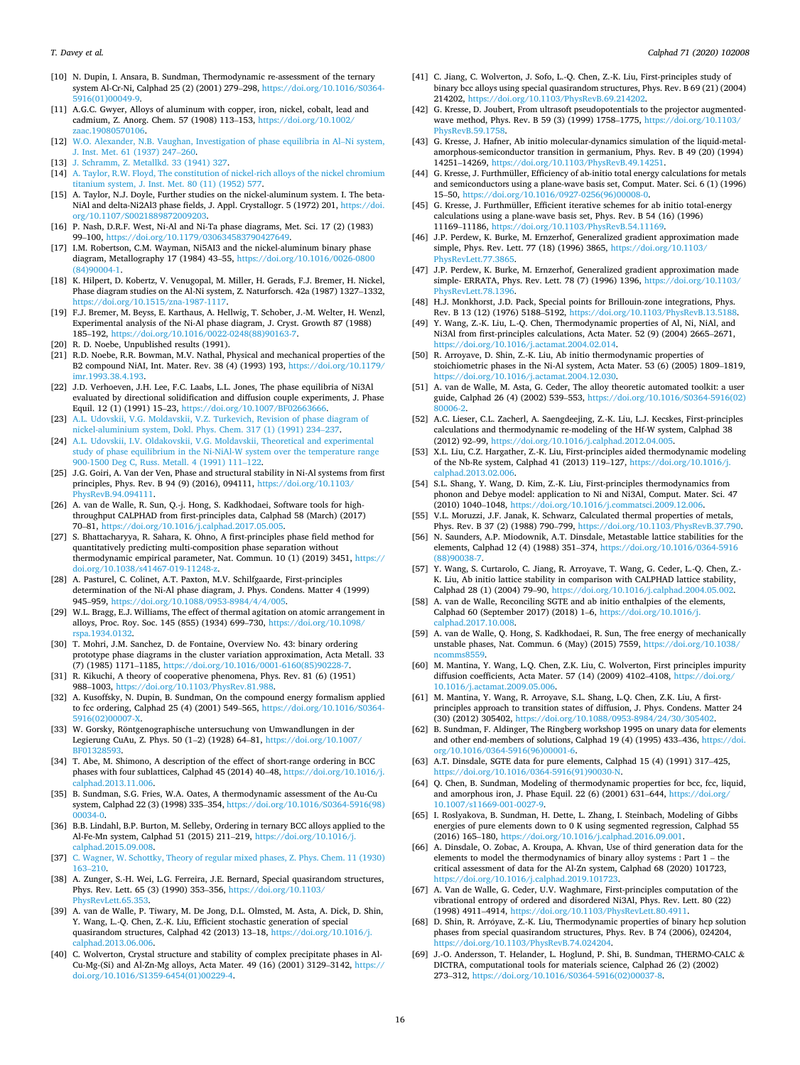[10] N. Dupin, I. Ansara, B. Sundman, Thermodynamic re-assessment of the ternary system Al-Cr-Ni, Calphad 25 (2) (2001) 279–298, https://doi.org/10.1016/S0364-5916(01)00049-9.

[11] A.G.C. Gwyer, Alloys of aluminum with copper, iron, nickel, cobalt, lead and cadmium, Z. Anorg. Chem. 57 (1908) 113–153, https://doi.org/10.1002/zaac.19080570106.

[12] W.O. Alexander, N.B. Vaughan, Investigation of phase equilibria in Al–Ni system, J. Inst. Met. 61 (1937) 247–260.

[13] J. Schramm, Z. Metallkd. 33 (1941) 327.

[14] A. Taylor, R.W. Floyd, The constitution of nickel-rich alloys of the nickel chromium titanium system, J. Inst. Met. 80 (11) (1952) 577.

[15] A. Taylor, N.J. Doyle, Further studies on the nickel-aluminum system. I. The beta-NiAl and delta-Ni2Al3 phase fields, J. Appl. Crystallogr. 5 (1972) 201, https://doi.org/10.1107/S0021889872009203.

[16] P. Nash, D.R.F. West, Ni-Al and Ni-Ta phase diagrams, Met. Sci. 17 (2) (1983) 99–100, https://doi.org/10.1179/030634583790427649.

[17] I.M. Robertson, C.M. Wayman, Ni5AI3 and the nickel-aluminum binary phase diagram, Metallography 17 (1984) 43–55, https://doi.org/10.1016/0026-0800(84)90004-1.

[18] K. Hilpert, D. Kobertz, V. Venugopal, M. Miller, H. Gerads, F.J. Bremer, H. Nickel, Phase diagram studies on the Al-Ni system, Z. Naturforsch. 42a (1987) 1327–1332, https://doi.org/10.1515/zna-1987-1117.

[19] F.J. Bremer, M. Beyss, E. Karthaus, A. Hellwig, T. Schober, J.-M. Welter, H. Wenzl, Experimental analysis of the Ni-Al phase diagram, J. Cryst. Growth 87 (1988) 185–192, https://doi.org/10.1016/0022-0248(88)90163-7.

[20] R. D. Noebe, Unpublished results (1991).

[21] R.D. Noebe, R.R. Bowman, M.V. Nathal, Physical and mechanical properties of the B2 compound NiAl, Int. Mater. Rev. 38 (4) (1993) 193, https://doi.org/10.1179/imr.1993.38.4.193.

[22] J.D. Verhoeven, J.H. Lee, F.C. Laabs, L.L. Jones, The phase equilibria of Ni3Al evaluated by directional solidification and diffusion couple experiments, J. Phase Equil. 12 (1) (1991) 15–23, https://doi.org/10.1007/BF02663666.

[23] A.L. Udovskii, V.G. Moldavskii, V.Z. Turkevich, Revision of phase diagram of nickel-aluminium system, Dokl. Phys. Chem. 317 (1) (1991) 234–237.

[24] A.L. Udovskii, I.V. Oldakovskii, V.G. Moldavskii, Theoretical and experimental study of phase equilibrium in the Ni-NiAl-W system over the temperature range 900-1500 Deg C, Russ. Metall. 4 (1991) 111–122.

[25] J.G. Goiri, A. Van der Ven, Phase and structural stability in Ni-Al systems from first principles, Phys. Rev. B 94 (9) (2016), 094111, https://doi.org/10.1103/PhysRevB.94.094111.

[26] A. van de Walle, R. Sun, Q.-j. Hong, S. Kadkhodaei, Software tools for high-throughput CALPHAD from first-principles data, Calphad 58 (March) (2017) 70–81, https://doi.org/10.1016/j.calphad.2017.05.005.

[27] S. Bhattacharyya, R. Sahara, K. Ohno, A first-principles phase field method for quantitatively predicting multi-composition phase separation without thermodynamic empirical parameter, Nat. Commun. 10 (1) (2019) 3451, https://doi.org/10.1038/s41467-019-11248-z.

[28] A. Pasturel, C. Colinet, A.T. Paxton, M.V. Schilfgaarde, First-principles determination of the Ni-Al phase diagram, J. Phys. Condens. Matter 4 (1999) 945–959, https://doi.org/10.1088/0953-8984/4/4/005.

[29] W.L. Bragg, E.J. Williams, The effect of thermal agitation on atomic arrangement in alloys, Proc. Roy. Soc. 145 (855) (1934) 699–730, https://doi.org/10.1098/rspa.1934.0132.

[30] T. Mohri, J.M. Sanchez, D. de Fontaine, Overview No. 43: binary ordering prototype phase diagrams in the cluster variation approximation, Acta Metall. 33 (7) (1985) 1171–1185, https://doi.org/10.1016/0001-6160(85)90228-7.

[31] R. Kikuchi, A theory of cooperative phenomena, Phys. Rev. 81 (6) (1951) 988–1003, https://doi.org/10.1103/PhysRev.81.988.

[32] A. Kusoffsky, N. Dupin, B. Sundman, On the compound energy formalism applied to fcc ordering, Calphad 25 (4) (2001) 549–565, https://doi.org/10.1016/S0364-5916(02)00007-X.

[33] W. Gorsky, Röntgenographische untersuchung von Umwandlungen in der Legierung CuAu, Z. Phys. 50 (1–2) (1928) 64–81, https://doi.org/10.1007/BF01328593.

[34] T. Abe, M. Shimono, A description of the effect of short-range ordering in BCC phases with four sublattices, Calphad 45 (2014) 40–48, https://doi.org/10.1016/j.calphad.2013.11.006.

[35] B. Sundman, S.G. Fries, W.A. Oates, A thermodynamic assessment of the Au-Cu system, Calphad 22 (3) (1998) 335–354, https://doi.org/10.1016/S0364-5916(98)00034-0.

[36] B.B. Lindahl, B.P. Burton, M. Selleby, Ordering in ternary BCC alloys applied to the Al-Fe-Mn system, Calphad 51 (2015) 211–219, https://doi.org/10.1016/j.calphad.2015.09.008.

[37] C. Wagner, W. Schottky, Theory of regular mixed phases, Z. Phys. Chem. 11 (1930) 163–210.

[38] A. Zunger, S.-H. Wei, L.G. Ferreira, J.E. Bernard, Special quasirandom structures, Phys. Rev. Lett. 65 (3) (1990) 353–356, https://doi.org/10.1103/PhysRevLett.65.353.

[39] A. van de Walle, P. Tiwary, M. De Jong, D.L. Olmsted, M. Asta, A. Dick, D. Shin, Y. Wang, L.-Q. Chen, Z.-K. Liu, Efficient stochastic generation of special quasirandom structures, Calphad 42 (2013) 13–18, https://doi.org/10.1016/j.calphad.2013.06.006.

[40] C. Wolverton, Crystal structure and stability of complex precipitate phases in Al-Cu-Mg-(Si) and Al-Zn-Mg alloys, Acta Mater. 49 (16) (2001) 3129–3142, https://doi.org/10.1016/S1359-6454(01)00229-4.

[41] C. Jiang, C. Wolverton, J. Sofo, L.-Q. Chen, Z.-K. Liu, First-principles study of binary bcc alloys using special quasirandom structures, Phys. Rev. B 69 (21) (2004) 214202, https://doi.org/10.1103/PhysRevB.69.214202.

[42] G. Kresse, D. Joubert, From ultrasoft pseudopotentials to the projector augmented-wave method, Phys. Rev. B 59 (3) (1999) 1758–1775, https://doi.org/10.1103/PhysRevB.59.1758.

[43] G. Kresse, J. Hafner, Ab initio molecular-dynamics simulation of the liquid-metal-amorphous-semiconductor transition in germanium, Phys. Rev. B 49 (20) (1994) 14251–14269, https://doi.org/10.1103/PhysRevB.49.14251.

[44] G. Kresse, J. Furthmüller, Efficiency of ab-initio total energy calculations for metals and semiconductors using a plane-wave basis set, Comput. Mater. Sci. 6 (1) (1996) 15–50, https://doi.org/10.1016/0927-0256(96)00008-0.

[45] G. Kresse, J. Furthmüller, Efficient iterative schemes for ab initio total-energy calculations using a plane-wave basis set, Phys. Rev. B 54 (16) (1996) 11169–11186, https://doi.org/10.1103/PhysRevB.54.11169.

[46] J.P. Perdew, K. Burke, M. Ernzerhof, Generalized gradient approximation made simple, Phys. Rev. Lett. 77 (18) (1996) 3865, https://doi.org/10.1103/PhysRevLett.77.3865.

[47] J.P. Perdew, K. Burke, M. Ernzerhof, Generalized gradient approximation made simple- ERRATA, Phys. Rev. Lett. 78 (7) (1996) 1396, https://doi.org/10.1103/PhysRevLett.78.1396.

[48] H.J. Monkhorst, J.D. Pack, Special points for Brillouin-zone integrations, Phys. Rev. B 13 (12) (1976) 5188–5192, https://doi.org/10.1103/PhysRevB.13.5188.

[49] Y. Wang, Z.-K. Liu, L.-Q. Chen, Thermodynamic properties of Al, Ni, NiAl, and Ni3Al from first-principles calculations, Acta Mater. 52 (9) (2004) 2665–2671, https://doi.org/10.1016/j.actamat.2004.02.014.

[50] R. Arroyave, D. Shin, Z.-K. Liu, Ab initio thermodynamic properties of stoichiometric phases in the Ni-Al system, Acta Mater. 53 (6) (2005) 1809–1819, https://doi.org/10.1016/j.actamat.2004.12.030.

[51] A. van de Walle, M. Asta, G. Ceder, The alloy theoretic automated toolkit: a user guide, Calphad 26 (4) (2002) 539–553, https://doi.org/10.1016/S0364-5916(02)80006-2.

[52] A.C. Lieser, C.L. Zacherl, A. Saengdeejing, Z.-K. Liu, L.J. Kecskes, First-principles calculations and thermodynamic re-modeling of the Hf-W system, Calphad 38 (2012) 92–99, https://doi.org/10.1016/j.calphad.2012.04.005.

[53] X.L. Liu, C.Z. Hargather, Z.-K. Liu, First-principles aided thermodynamic modeling of the Nb-Re system, Calphad 41 (2013) 119–127, https://doi.org/10.1016/j.calphad.2013.02.006.

[54] S.L. Shang, Y. Wang, D. Kim, Z.-K. Liu, First-principles thermodynamics from phonon and Debye model: application to Ni and Ni3Al, Comput. Mater. Sci. 47 (2010) 1040–1048, https://doi.org/10.1016/j.commatsci.2009.12.006.

[55] V.L. Moruzzi, J.F. Janak, K. Schwarz, Calculated thermal properties of metals, Phys. Rev. B 37 (2) (1988) 790–799, https://doi.org/10.1103/PhysRevB.37.790.

[56] N. Saunders, A.P. Miodownik, A.T. Dinsdale, Metastable lattice stabilities for the elements, Calphad 12 (4) (1988) 351–374, https://doi.org/10.1016/0364-5916(88)90038-7.

[57] Y. Wang, S. Curtarolo, C. Jiang, R. Arroyave, T. Wang, G. Ceder, L.-Q. Chen, Z.-K. Liu, Ab initio lattice stability in comparison with CALPHAD lattice stability, Calphad 28 (1) (2004) 79–90, https://doi.org/10.1016/j.calphad.2004.05.002.

[58] A. van de Walle, Reconciling SGTE and ab initio enthalpies of the elements, Calphad 60 (September 2017) (2018) 1–6, https://doi.org/10.1016/j.calphad.2017.10.008.

[59] A. van de Walle, Q. Hong, S. Kadkhodaei, R. Sun, The free energy of mechanically unstable phases, Nat. Commun. 6 (May) (2015) 7559, https://doi.org/10.1038/ncomms8559.

[60] M. Mantina, Y. Wang, L.Q. Chen, Z.K. Liu, C. Wolverton, First principles impurity diffusion coefficients, Acta Mater. 57 (14) (2009) 4102–4108, https://doi.org/10.1016/j.actamat.2009.05.006.

[61] M. Mantina, Y. Wang, R. Arroyave, S.L. Shang, L.Q. Chen, Z.K. Liu, A first-principles approach to transition states of diffusion, J. Phys. Condens. Matter 24 (30) (2012) 305402, https://doi.org/10.1088/0953-8984/24/30/305402.

[62] B. Sundman, F. Aldinger, The Ringberg workshop 1995 on unary data for elements and other end-members of solutions, Calphad 19 (4) (1995) 433–436, https://doi.org/10.1016/0364-5916(96)00001-6.

[63] A.T. Dinsdale, SGTE data for pure elements, Calphad 15 (4) (1991) 317–425, https://doi.org/10.1016/0364-5916(91)90030-N.

[64] Q. Chen, B. Sundman, Modeling of thermodynamic properties for bcc, fcc, liquid, and amorphous iron, J. Phase Equil. 22 (6) (2001) 631–644, https://doi.org/10.1007/s11669-001-0027-9.

[65] I. Roslyakova, B. Sundman, H. Dette, L. Zhang, I. Steinbach, Modeling of Gibbs energies of pure elements down to 0 K using segmented regression, Calphad 55 (2016) 165–180, https://doi.org/10.1016/j.calphad.2016.09.001.

[66] A. Dinsdale, O. Zobac, A. Kroupa, A. Khvan, Use of third generation data for the elements to model the thermodynamics of binary alloy systems : Part 1 – the critical assessment of data for the Al-Zn system, Calphad 68 (2020) 101723, https://doi.org/10.1016/j.calphad.2019.101723.

[67] A. Van de Walle, G. Ceder, U.V. Waghmare, First-principles computation of the vibrational entropy of ordered and disordered Ni3Al, Phys. Rev. Lett. 80 (22) (1998) 4911–4914, https://doi.org/10.1103/PhysRevLett.80.4911.

[68] D. Shin, R. Arróyave, Z.-K. Liu, Thermodynamic properties of binary hcp solution phases from special quasirandom structures, Phys. Rev. B 74 (2006), 024204, https://doi.org/10.1103/PhysRevB.74.024204.

[69] J.-O. Andersson, T. Helander, L. Hoglund, P. Shi, B. Sundman, THERMO-CALC & DICTRA, computational tools for materials science, Calphad 26 (2) (2002) 273–312, https://doi.org/10.1016/S0364-5916(02)00037-8.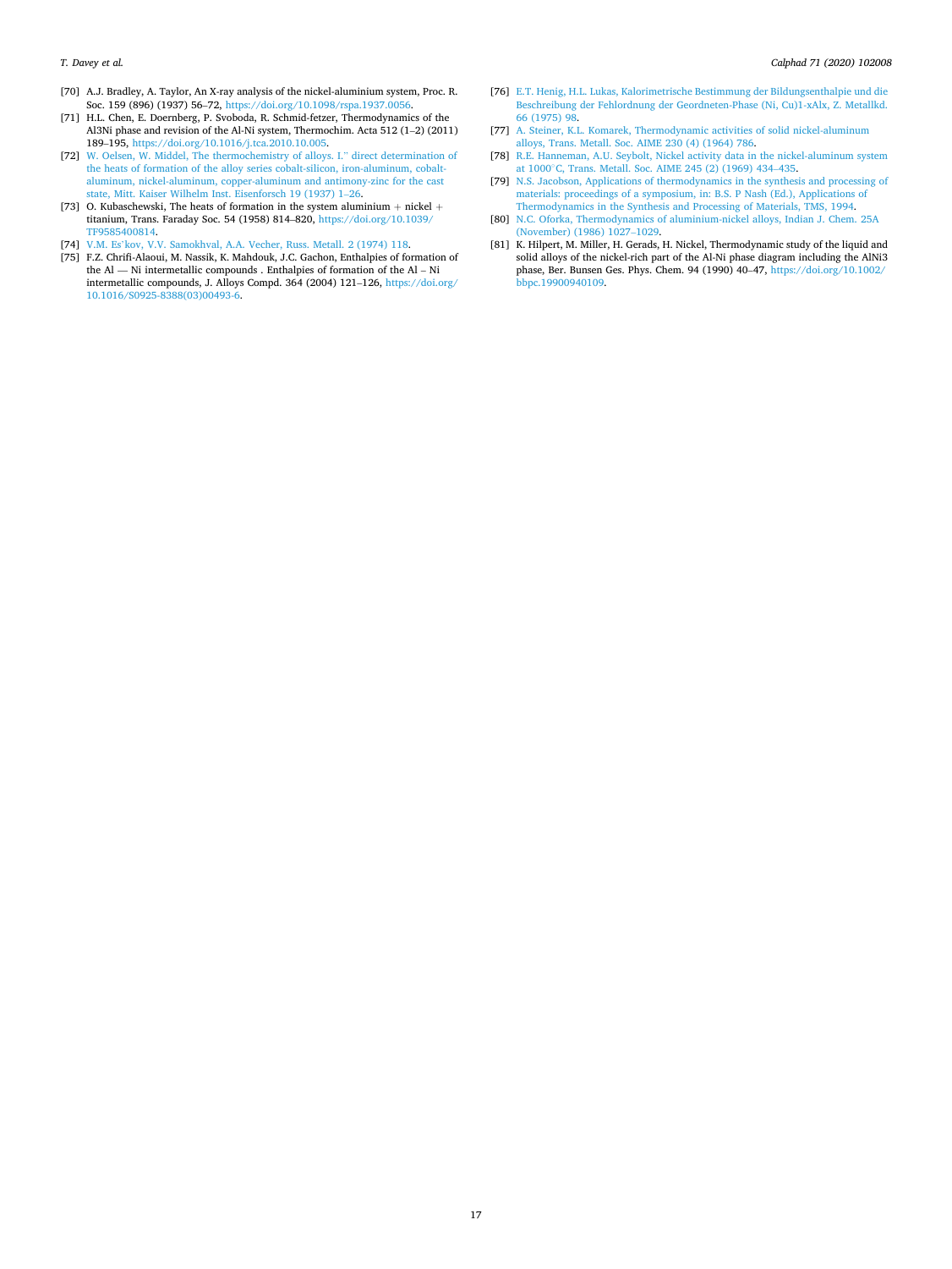[70] A.J. Bradley, A. Taylor, An X-ray analysis of the nickel-aluminium system, Proc. R. Soc. 159 (896) (1937) 56–72, https://doi.org/10.1098/rspa.1937.0056.

[71] H.L. Chen, E. Doernberg, P. Svoboda, R. Schmid-fetzer, Thermodynamics of the Al3Ni phase and revision of the Al-Ni system, Thermochim. Acta 512 (1–2) (2011) 189–195, https://doi.org/10.1016/j.tca.2010.10.005.

[72] W. Oelsen, W. Middel, The thermochemistry of alloys. I." direct determination of the heats of formation of the alloy series cobalt-silicon, iron-aluminum, cobalt-aluminum, nickel-aluminum, copper-aluminum and antimony-zinc for the cast state, Mitt. Kaiser Wilhelm Inst. Eisenforsch 19 (1937) 1–26.

[73] O. Kubaschewski, The heats of formation in the system aluminium + nickel + titanium, Trans. Faraday Soc. 54 (1958) 814–820, https://doi.org/10.1039/TF9585400814.

[74] V.M. Es`kov, V.V. Samokhval, A.A. Vecher, Russ. Metall. 2 (1974) 118.

[75] F.Z. Chrifi-Alaoui, M. Nassik, K. Mahdouk, J.C. Gachon, Enthalpies of formation of the Al — Ni intermetallic compounds . Enthalpies of formation of the Al – Ni intermetallic compounds, J. Alloys Compd. 364 (2004) 121–126, https://doi.org/10.1016/S0925-8388(03)00493-6.

[76] E.T. Henig, H.L. Lukas, Kalorimetrische Bestimmung der Bildungsenthalpie und die Beschreibung der Fehlordnung der Geordneten-Phase (Ni, Cu)1-xAlx, Z. Metallkd. 66 (1975) 98.

[77] A. Steiner, K.L. Komarek, Thermodynamic activities of solid nickel-aluminum alloys, Trans. Metall. Soc. AIME 230 (4) (1964) 786.

[78] R.E. Hanneman, A.U. Seybolt, Nickel activity data in the nickel-aluminum system at 1000°C, Trans. Metall. Soc. AIME 245 (2) (1969) 434–435.

[79] N.S. Jacobson, Applications of thermodynamics in the synthesis and processing of materials: proceedings of a symposium, in: B.S. P Nash (Ed.), Applications of Thermodynamics in the Synthesis and Processing of Materials, TMS, 1994.

[80] N.C. Oforka, Thermodynamics of aluminium-nickel alloys, Indian J. Chem. 25A (November) (1986) 1027–1029.

[81] K. Hilpert, M. Miller, H. Gerads, H. Nickel, Thermodynamic study of the liquid and solid alloys of the nickel-rich part of the Al-Ni phase diagram including the AlNi3 phase, Ber. Bunsen Ges. Phys. Chem. 94 (1990) 40–47, https://doi.org/10.1002/bbpc.19900940109.